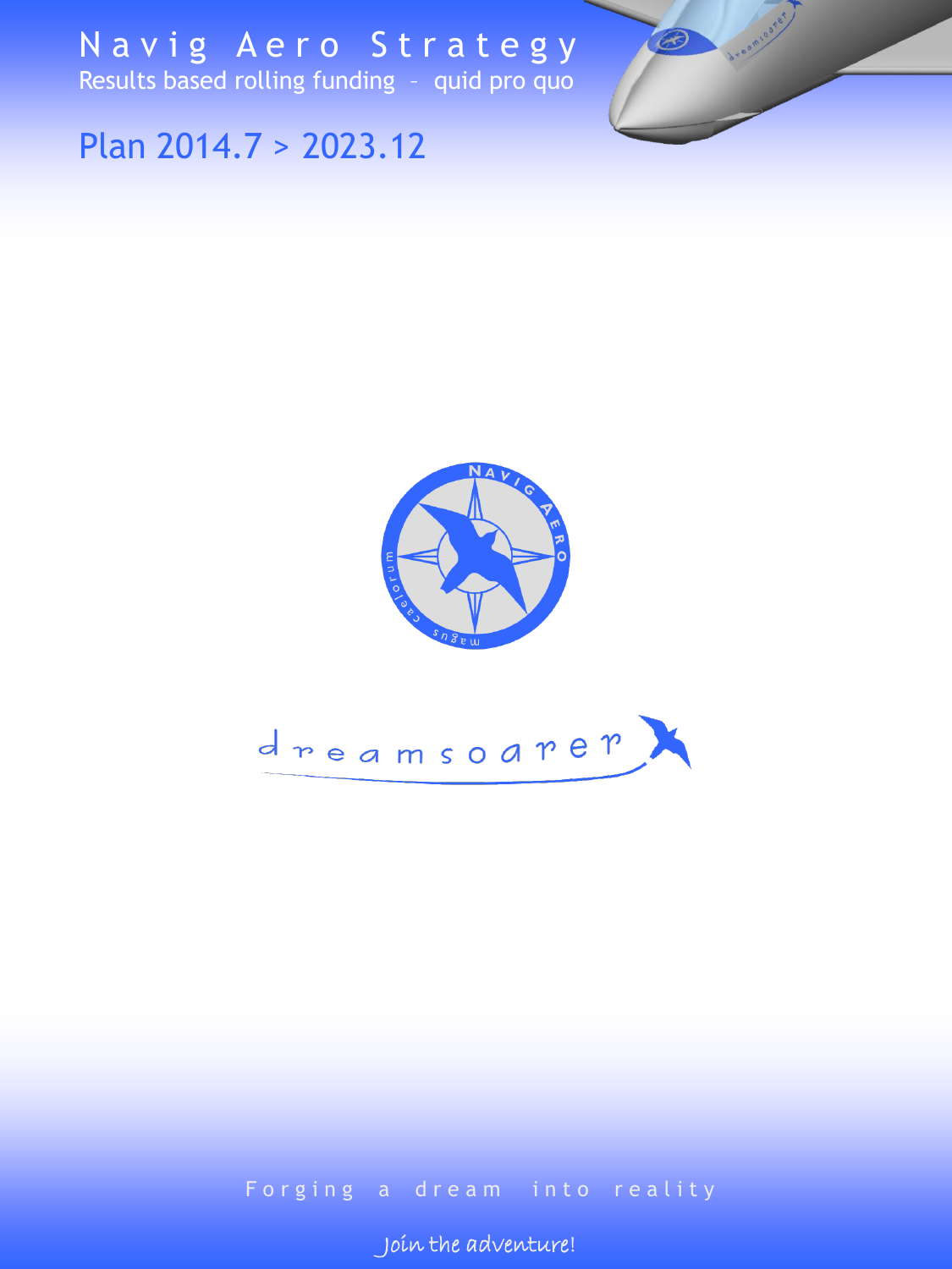# Navig Aero Strategy

Results based rolling funding – quid pro quo

## Plan 2014.7 > 2023.12

Forging a dream into reality

*Join the adventure!*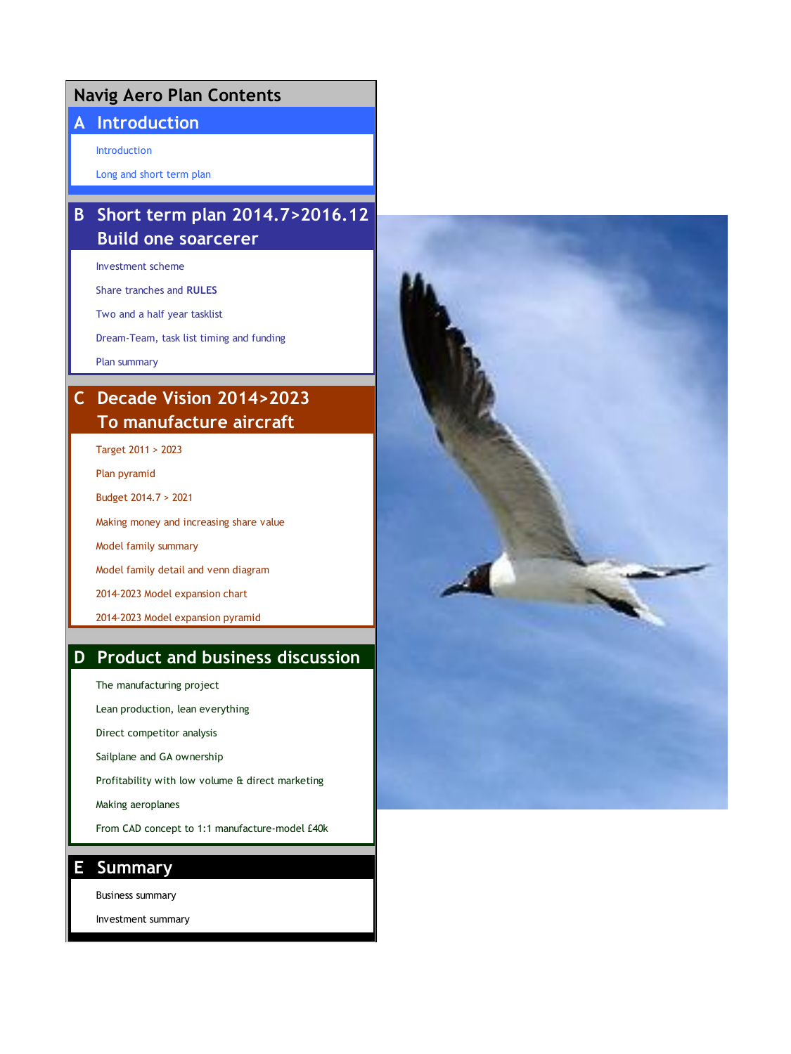# Navig Aero Plan Contents

## A Introduction

- Introduction
- Long and short term plan

## B Short term plan 2014.7>2016.12 Build one soarcerer

- Investment scheme
- Share tranches and **RULES**
- Two and a half year tasklist
- Dream-Team, task list timing and funding
- Plan summary

## C Decade Vision 2014>2023 To manufacture aircraft

- Target 2011 > 2023
- Plan pyramid
- Budget 2014.7 > 2021
- Making money and increasing share value
- Model family summary
- Model family detail and venn diagram
- 2014-2023 Model expansion chart
- 2014-2023 Model expansion pyramid

## D Product and business discussion

- The manufacturing project
- Lean production, lean everything
- Direct competitor analysis
- Sailplane and GA ownership
- Profitability with low volume & direct marketing
- Making aeroplanes
- From CAD concept to 1:1 manufacture-model £40k

## E Summary

- Business summary
- Investment summary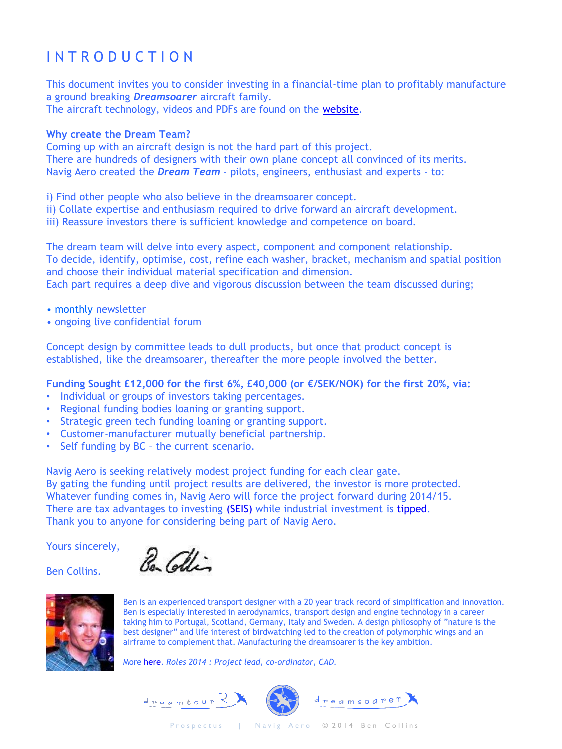# INTRODUCTION

This document invites you to consider investing in a financial-time plan to profitably manufacture a ground breaking ***Dreamsoarer*** aircraft family.
The aircraft technology, videos and PDFs are found on the website.

**Why create the Dream Team?**
Coming up with an aircraft design is not the hard part of this project.
There are hundreds of designers with their own plane concept all convinced of its merits.
Navig Aero created the ***Dream Team*** - pilots, engineers, enthusiast and experts - to:

i) Find other people who also believe in the dreamsoarer concept.
ii) Collate expertise and enthusiasm required to drive forward an aircraft development.
iii) Reassure investors there is sufficient knowledge and competence on board.

The dream team will delve into every aspect, component and component relationship.
To decide, identify, optimise, cost, refine each washer, bracket, mechanism and spatial position and choose their individual material specification and dimension.
Each part requires a deep dive and vigorous discussion between the team discussed during;

- monthly newsletter
- ongoing live confidential forum

Concept design by committee leads to dull products, but once that product concept is established, like the dreamsoarer, thereafter the more people involved the better.

**Funding Sought £12,000 for the first 6%, £40,000 (or €/SEK/NOK) for the first 20%, via:**

- Individual or groups of investors taking percentages.
- Regional funding bodies loaning or granting support.
- Strategic green tech funding loaning or granting support.
- Customer-manufacturer mutually beneficial partnership.
- Self funding by BC – the current scenario.

Navig Aero is seeking relatively modest project funding for each clear gate.
By gating the funding until project results are delivered, the investor is more protected.
Whatever funding comes in, Navig Aero will force the project forward during 2014/15.
There are tax advantages to investing (SEIS) while industrial investment is tipped.
Thank you to anyone for considering being part of Navig Aero.

Yours sincerely,

Ben Collins.

Ben is an experienced transport designer with a 20 year track record of simplification and innovation. Ben is especially interested in aerodynamics, transport design and engine technology in a career taking him to Portugal, Scotland, Germany, Italy and Sweden. A design philosophy of "nature is the best designer" and life interest of birdwatching led to the creation of polymorphic wings and an airframe to complement that. Manufacturing the dreamsoarer is the key ambition.

More here. *Roles 2014 : Project lead, co-ordinator, CAD.*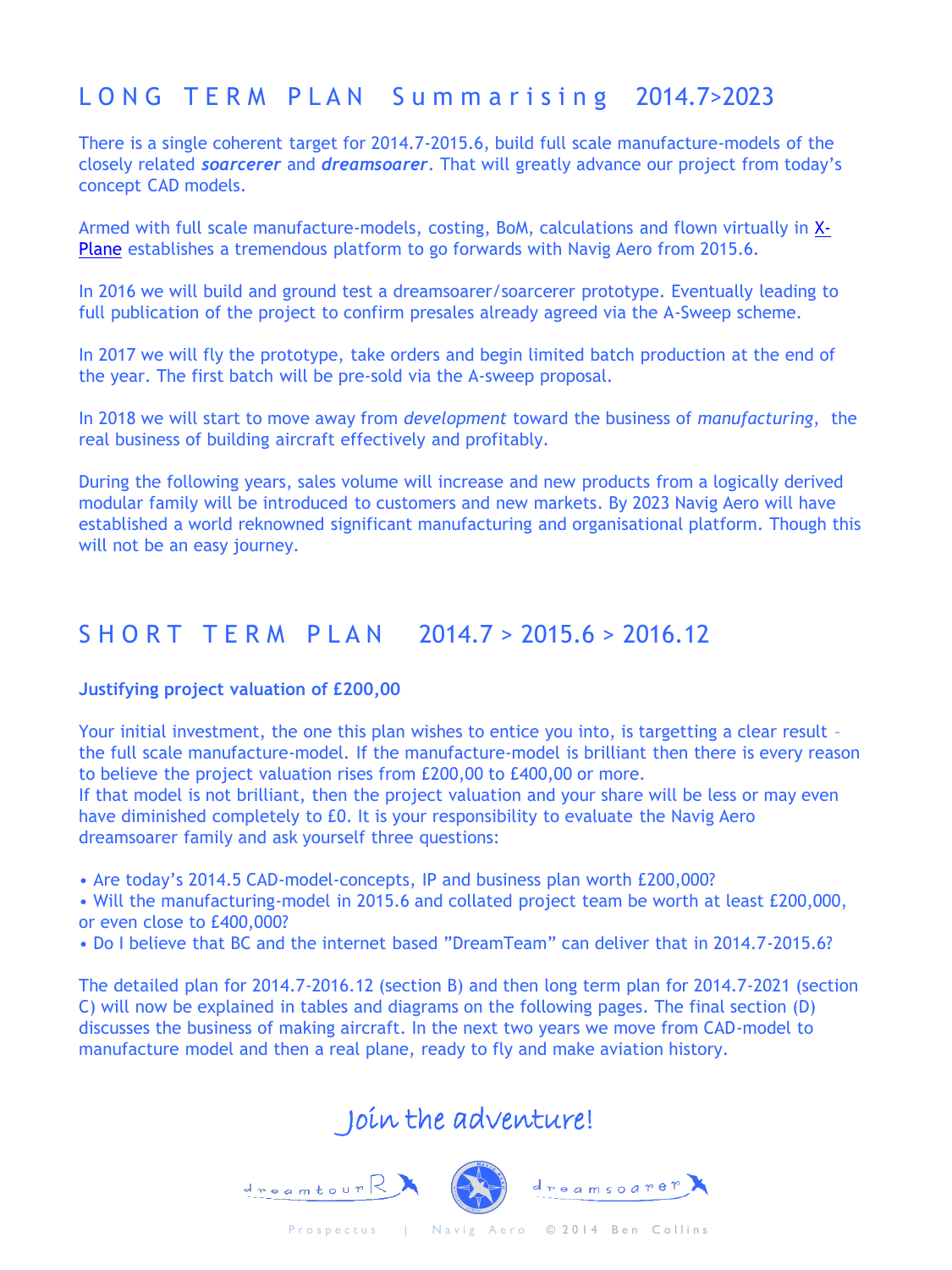# LONG TERM PLAN Summarising 2014.7>2023

There is a single coherent target for 2014.7-2015.6, build full scale manufacture-models of the closely related ***soarcerer*** and ***dreamsoarer***. That will greatly advance our project from today's concept CAD models.

Armed with full scale manufacture-models, costing, BoM, calculations and flown virtually in X-Plane establishes a tremendous platform to go forwards with Navig Aero from 2015.6.

In 2016 we will build and ground test a dreamsoarer/soarcerer prototype. Eventually leading to full publication of the project to confirm presales already agreed via the A-Sweep scheme.

In 2017 we will fly the prototype, take orders and begin limited batch production at the end of the year. The first batch will be pre-sold via the A-sweep proposal.

In 2018 we will start to move away from *development* toward the business of *manufacturing*, the real business of building aircraft effectively and profitably.

During the following years, sales volume will increase and new products from a logically derived modular family will be introduced to customers and new markets. By 2023 Navig Aero will have established a world reknowned significant manufacturing and organisational platform. Though this will not be an easy journey.

# SHORT TERM PLAN 2014.7 > 2015.6 > 2016.12

**Justifying project valuation of £200,00**

Your initial investment, the one this plan wishes to entice you into, is targetting a clear result – the full scale manufacture-model. If the manufacture-model is brilliant then there is every reason to believe the project valuation rises from £200,00 to £400,00 or more.
If that model is not brilliant, then the project valuation and your share will be less or may even have diminished completely to £0. It is your responsibility to evaluate the Navig Aero dreamsoarer family and ask yourself three questions:

- Are today's 2014.5 CAD-model-concepts, IP and business plan worth £200,000?
- Will the manufacturing-model in 2015.6 and collated project team be worth at least £200,000, or even close to £400,000?
- Do I believe that BC and the internet based "DreamTeam" can deliver that in 2014.7-2015.6?

The detailed plan for 2014.7-2016.12 (section B) and then long term plan for 2014.7-2021 (section C) will now be explained in tables and diagrams on the following pages. The final section (D) discusses the business of making aircraft. In the next two years we move from CAD-model to manufacture model and then a real plane, ready to fly and make aviation history.

*Join the adventure!*

dreamtourR dreamsoarer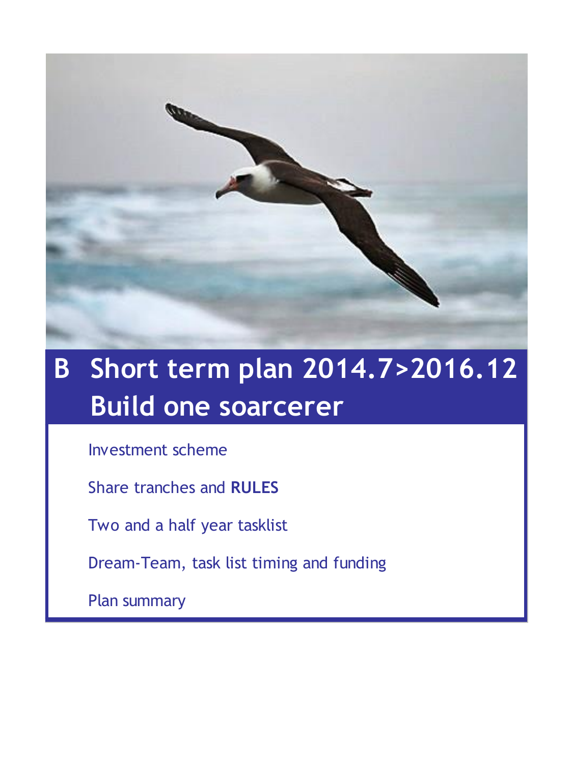# B Short term plan 2014.7>2016.12 Build one soarcerer

Investment scheme

Share tranches and **RULES**

Two and a half year tasklist

Dream-Team, task list timing and funding

Plan summary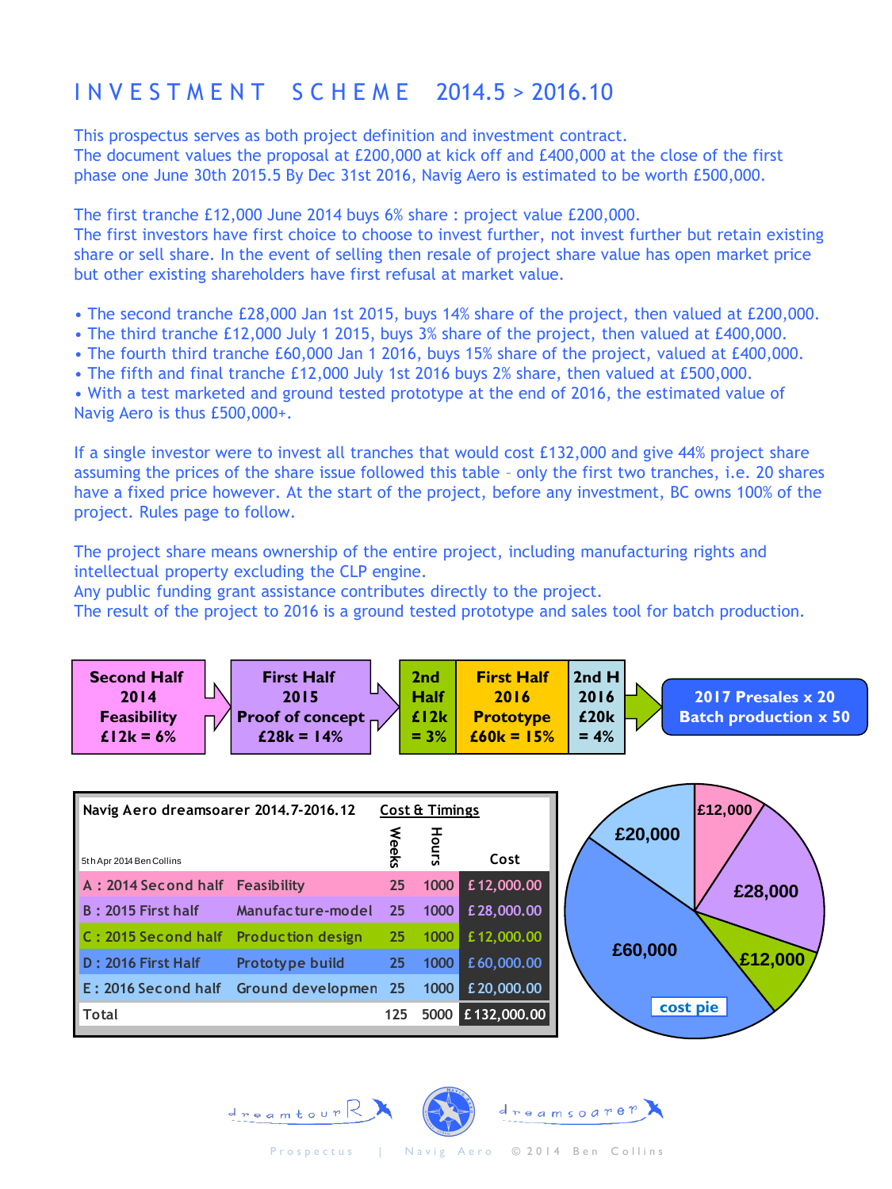# INVESTMENT SCHEME 2014.5 > 2016.10

This prospectus serves as both project definition and investment contract.
The document values the proposal at £200,000 at kick off and £400,000 at the close of the first phase one June 30th 2015.5 By Dec 31st 2016, Navig Aero is estimated to be worth £500,000.

The first tranche £12,000 June 2014 buys 6% share : project value £200,000.
The first investors have first choice to choose to invest further, not invest further but retain existing share or sell share. In the event of selling then resale of project share value has open market price but other existing shareholders have first refusal at market value.

- The second tranche £28,000 Jan 1st 2015, buys 14% share of the project, then valued at £200,000.
- The third tranche £12,000 July 1 2015, buys 3% share of the project, then valued at £400,000.
- The fourth third tranche £60,000 Jan 1 2016, buys 15% share of the project, valued at £400,000.
- The fifth and final tranche £12,000 July 1st 2016 buys 2% share, then valued at £500,000.
- With a test marketed and ground tested prototype at the end of 2016, the estimated value of Navig Aero is thus £500,000+.

If a single investor were to invest all tranches that would cost £132,000 and give 44% project share assuming the prices of the share issue followed this table – only the first two tranches, i.e. 20 shares have a fixed price however. At the start of the project, before any investment, BC owns 100% of the project. Rules page to follow.

The project share means ownership of the entire project, including manufacturing rights and intellectual property excluding the CLP engine.
Any public funding grant assistance contributes directly to the project.
The result of the project to 2016 is a ground tested prototype and sales tool for batch production.

Second Half 2014 Feasibility £12k = 6% → First Half 2015 Proof of concept £28k = 14% → 2nd Half £12k = 3% → First Half 2016 Prototype £60k = 15% → 2nd H 2016 £20k = 4% → 2017 Presales x 20 Batch production x 50

| Navig Aero dreamsoarer 2014.7-2016.12 | Cost & Timings | Weeks | Hours | Cost |
|---|---|---|---|---|
| 5th Apr 2014 Ben Collins | | | | |
| A : 2014 Second half | Feasibility | 25 | 1000 | £ 12,000.00 |
| B : 2015 First half | Manufacture-model | 25 | 1000 | £ 28,000.00 |
| C : 2015 Second half | Production design | 25 | 1000 | £ 12,000.00 |
| D : 2016 First Half | Prototype build | 25 | 1000 | £ 60,000.00 |
| E : 2016 Second half | Ground developmen | 25 | 1000 | £ 20,000.00 |
| Total | | 125 | 5000 | £ 132,000.00 |

cost pie: £12,000; £28,000; £12,000; £60,000; £20,000

dreamtourR | dreamsoarer

Prospectus | Navig Aero © 2014 Ben Collins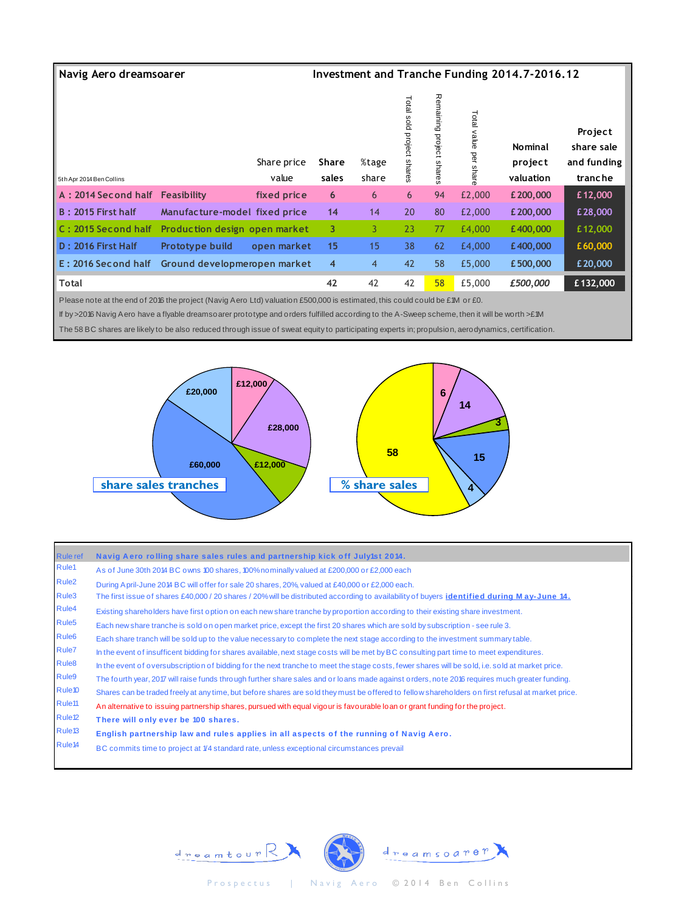**Navig Aero dreamsoarer** — Investment and Tranche Funding 2014.7-2016.12

5th Apr 2014 Ben Collins

| | | | Share price value | Share sales | %tage share | Total sold project shares | Remaining project shares | Total value per share | Nominal project valuation | Project share sale and funding tranche |
|---|---|---|---|---|---|---|---|---|---|---|
| A : 2014 Second half | Feasibility | | fixed price | 6 | 6 | 6 | 94 | £2,000 | £200,000 | £12,000 |
| B : 2015 First half | Manufacture-model | | fixed price | 14 | 14 | 20 | 80 | £2,000 | £200,000 | £28,000 |
| C : 2015 Second half | Production design | | open market | 3 | 3 | 23 | 77 | £4,000 | £400,000 | £12,000 |
| D : 2016 First Half | Prototype build | | open market | 15 | 15 | 38 | 62 | £4,000 | £400,000 | £60,000 |
| E : 2016 Second half | Ground developmer | | open market | 4 | 4 | 42 | 58 | £5,000 | £500,000 | £20,000 |
| Total | | | | 42 | 42 | 42 | 58 | £5,000 | *£500,000* | £132,000 |

Please note at the end of 2016 the project (Navig Aero Ltd) valuation £500,000 is estimated, this could could be £1M or £0.

If by >2016 Navig Aero have a flyable dreamsoarer prototype and orders fulfilled according to the A-Sweep scheme, then it will be worth >£1M

The 58 BC shares are likely to be also reduced through issue of sweat equity to participating experts in; propulsion, aerodynamics, certification.

**share sales tranches**: £12,000; £28,000; £12,000; £60,000; £20,000

**% share sales**: 6; 14; 3; 15; 4; 58

| Rule ref | Navig Aero rolling share sales rules and partnership kick off July1st 2014. |
|---|---|
| Rule1 | As of June 30th 2014 BC owns 100 shares, 100% nominally valued at £200,000 or £2,000 each |
| Rule2 | During April-June 2014 BC will offer for sale 20 shares, 20%, valued at £40,000 or £2,000 each. |
| Rule3 | The first issue of shares £40,000 / 20 shares / 20% will be distributed according to availability of buyers **identified during May-June 14.** |
| Rule4 | Existing shareholders have first option on each new share tranche by proportion according to their existing share investment. |
| Rule5 | Each new share tranche is sold on open market price, except the first 20 shares which are sold by subscription - see rule 3. |
| Rule6 | Each share tranch will be sold up to the value necessary to complete the next stage according to the investment summary table. |
| Rule7 | In the event of insufficent bidding for shares available, next stage costs will be met by BC consulting part time to meet expenditures. |
| Rule8 | In the event of oversubscription of bidding for the next tranche to meet the stage costs, fewer shares will be sold, i.e. sold at market price. |
| Rule9 | The fourth year, 2017 will raise funds through further share sales and or loans made against orders, note 2016 requires much greater funding. |
| Rule10 | Shares can be traded freely at any time, but before shares are sold they must be offered to fellow shareholders on first refusal at market price. |
| Rule11 | An alternative to issuing partnership shares, pursued with equal vigour is favourable loan or grant funding for the project. |
| Rule12 | **There will only ever be 100 shares.** |
| Rule13 | **English partnership law and rules applies in all aspects of the running of Navig Aero.** |
| Rule14 | BC commits time to project at 1/4 standard rate, unless exceptional circumstances prevail |

dreamtourR | dreamsoarer

Prospectus | Navig Aero © 2014 Ben Collins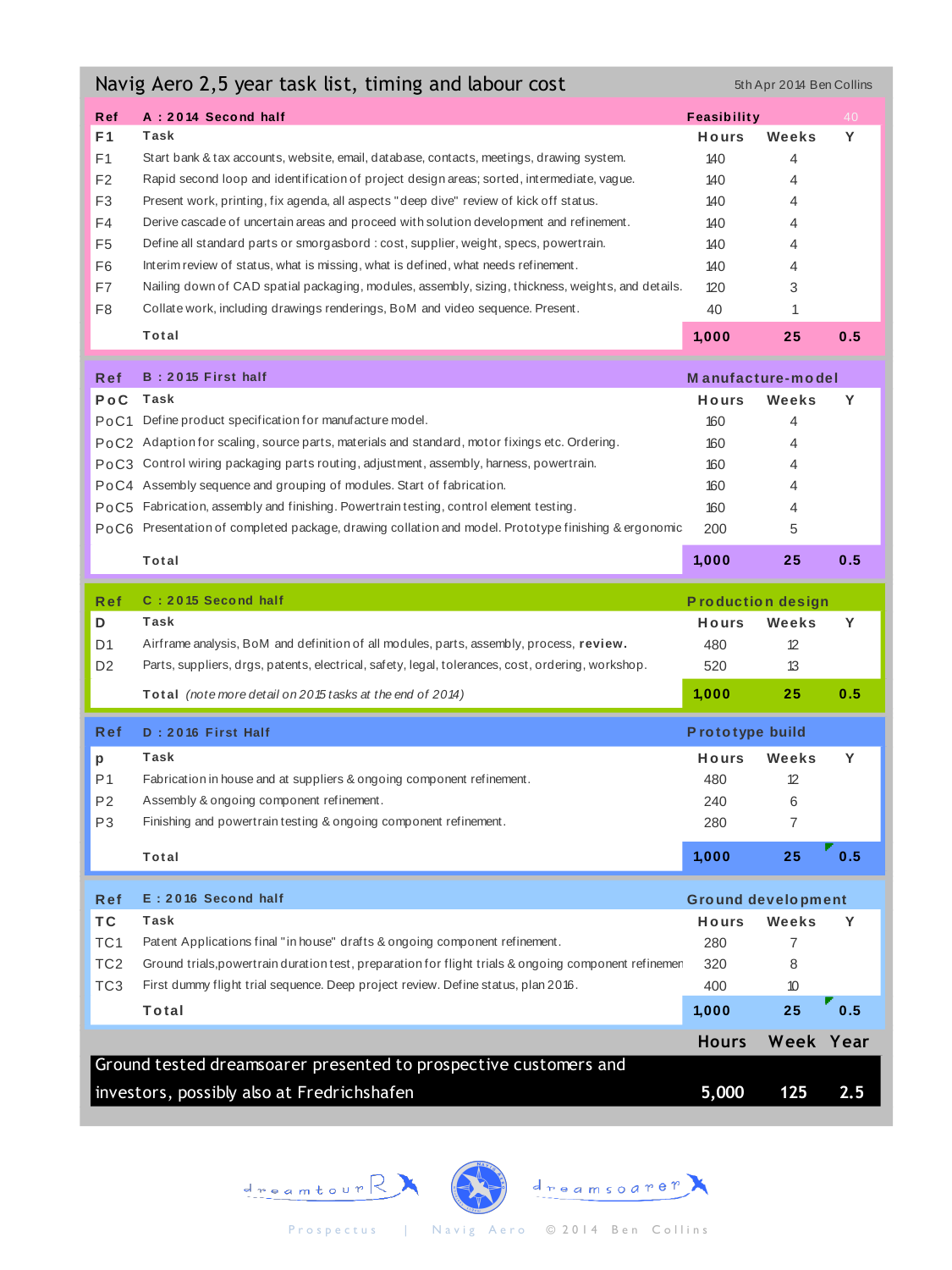# Navig Aero 2,5 year task list, timing and labour cost

5th Apr 2014 Ben Collins

| Ref | A : 2014 Second half | Feasibility | | 40 |
|---|---|---|---|---|
| F1 | Task | Hours | Weeks | Y |
| F1 | Start bank & tax accounts, website, email, database, contacts, meetings, drawing system. | 140 | 4 | |
| F2 | Rapid second loop and identification of project design areas; sorted, intermediate, vague. | 140 | 4 | |
| F3 | Present work, printing, fix agenda, all aspects "deep dive" review of kick off status. | 140 | 4 | |
| F4 | Derive cascade of uncertain areas and proceed with solution development and refinement. | 140 | 4 | |
| F5 | Define all standard parts or smorgasbord : cost, supplier, weight, specs, powertrain. | 140 | 4 | |
| F6 | Interim review of status, what is missing, what is defined, what needs refinement. | 140 | 4 | |
| F7 | Nailing down of CAD spatial packaging, modules, assembly, sizing, thickness, weights, and details. | 120 | 3 | |
| F8 | Collate work, including drawings renderings, BoM and video sequence. Present. | 40 | 1 | |
| | Total | 1,000 | 25 | 0.5 |

| Ref | B : 2015 First half | Manufacture-model | | |
|---|---|---|---|---|
| PoC | Task | Hours | Weeks | Y |
| PoC1 | Define product specification for manufacture model. | 160 | 4 | |
| PoC2 | Adaption for scaling, source parts, materials and standard, motor fixings etc. Ordering. | 160 | 4 | |
| PoC3 | Control wiring packaging parts routing, adjustment, assembly, harness, powertrain. | 160 | 4 | |
| PoC4 | Assembly sequence and grouping of modules. Start of fabrication. | 160 | 4 | |
| PoC5 | Fabrication, assembly and finishing. Powertrain testing, control element testing. | 160 | 4 | |
| PoC6 | Presentation of completed package, drawing collation and model. Prototype finishing & ergonomic | 200 | 5 | |
| | Total | 1,000 | 25 | 0.5 |

| Ref | C : 2015 Second half | Production design | | |
|---|---|---|---|---|
| D | Task | Hours | Weeks | Y |
| D1 | Airframe analysis, BoM and definition of all modules, parts, assembly, process, **review.** | 480 | 12 | |
| D2 | Parts, suppliers, drgs, patents, electrical, safety, legal, tolerances, cost, ordering, workshop. | 520 | 13 | |
| | Total *(note more detail on 2015 tasks at the end of 2014)* | 1,000 | 25 | 0.5 |

| Ref | D : 2016 First Half | Prototype build | | |
|---|---|---|---|---|
| p | Task | Hours | Weeks | Y |
| P1 | Fabrication in house and at suppliers & ongoing component refinement. | 480 | 12 | |
| P2 | Assembly & ongoing component refinement. | 240 | 6 | |
| P3 | Finishing and powertrain testing & ongoing component refinement. | 280 | 7 | |
| | Total | 1,000 | 25 | 0.5 |

| Ref | E : 2016 Second half | Ground development | | |
|---|---|---|---|---|
| TC | Task | Hours | Weeks | Y |
| TC1 | Patent Applications final "in house" drafts & ongoing component refinement. | 280 | 7 | |
| TC2 | Ground trials,powertrain duration test, preparation for flight trials & ongoing component refinemen | 320 | 8 | |
| TC3 | First dummy flight trial sequence. Deep project review. Define status, plan 2016. | 400 | 10 | |
| | Total | 1,000 | 25 | 0.5 |

| | Hours | Week | Year |
|---|---|---|---|
| Ground tested dreamsoarer presented to prospective customers and investors, possibly also at Fredrichshafen | 5,000 | 125 | 2.5 |

dreamtourR | dreamsoarer

Prospectus | Navig Aero © 2014 Ben Collins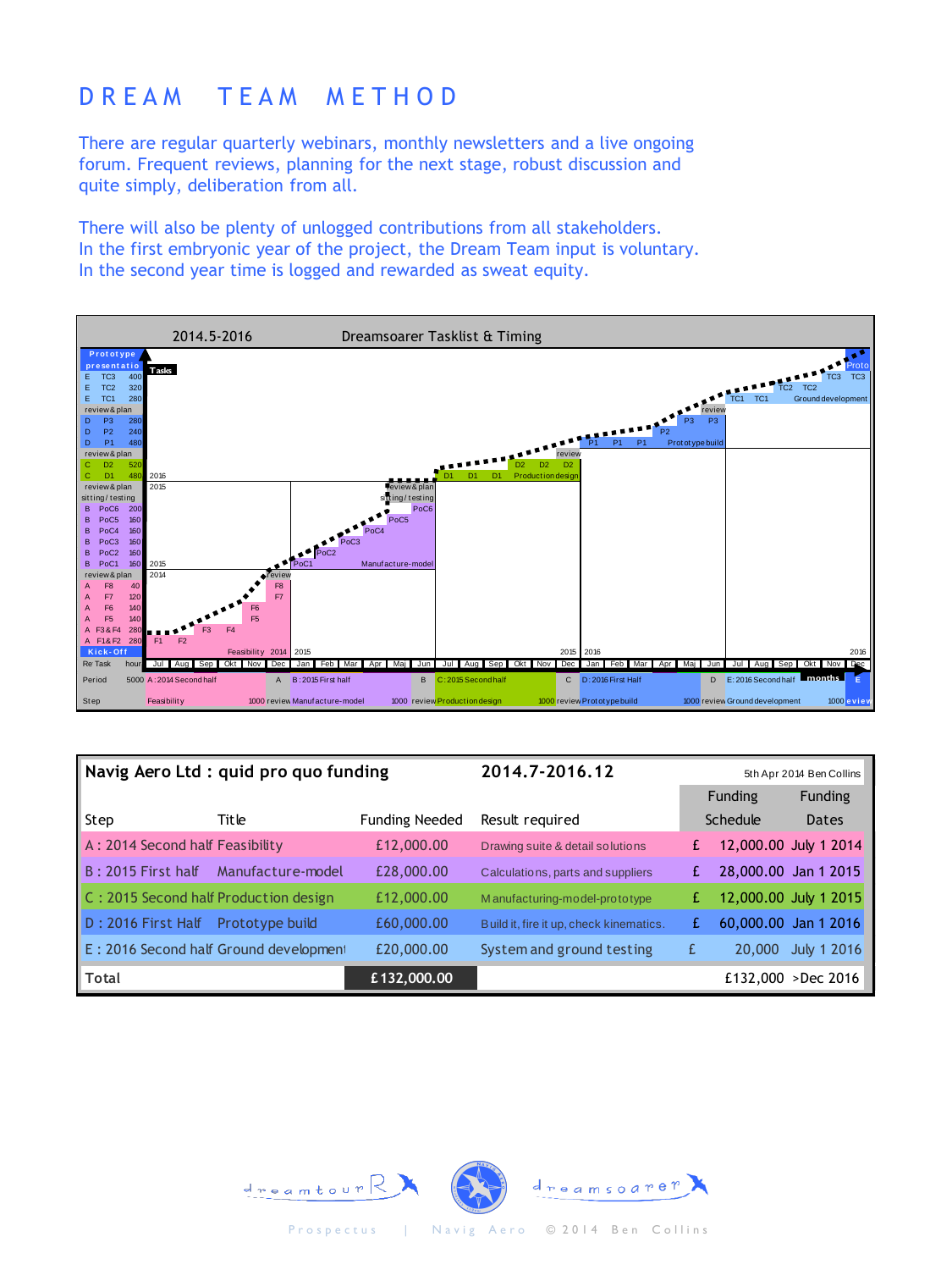# DREAM TEAM METHOD

There are regular quarterly webinars, monthly newsletters and a live ongoing forum. Frequent reviews, planning for the next stage, robust discussion and quite simply, deliberation from all.

There will also be plenty of unlogged contributions from all stakeholders.
In the first embryonic year of the project, the Dream Team input is voluntary.
In the second year time is logged and rewarded as sweat equity.

**2014.5-2016 Dreamsoarer Tasklist & Timing**

| Step | Task | Hours |
|---|---|---|
| Prototype presentation | | |
| E | TC3 | 400 |
| E | TC2 | 320 |
| E | TC1 | 280 |
| review & plan | | |
| D | P3 | 280 |
| D | P2 | 240 |
| D | P1 | 480 |
| review & plan | | |
| C | D2 | 520 |
| C | D1 | 480 |
| review & plan | | |
| sitting / testing | | |
| B | PoC6 | 200 |
| B | PoC5 | 160 |
| B | PoC4 | 160 |
| B | PoC3 | 160 |
| B | PoC2 | 160 |
| B | PoC1 | 160 |
| review & plan | | |
| A | F8 | 40 |
| A | F7 | 120 |
| A | F6 | 140 |
| A | F5 | 140 |
| A | F3 & F4 | 280 |
| A | F1 & F2 | 280 |
| Kick-Off | | |

| Period | Hours | Step | Timing |
|---|---|---|---|
| A: 2014 Second half | 1000 | Feasibility | Jul–Dec 2014 |
| B: 2015 First half | 1000 | Manufacture-model | Jan–Jun 2015 |
| C: 2015 Second half | 1000 | Production design | Jul–Dec 2015 |
| D: 2016 First Half | 1000 | Prototype build | Jan–Jun 2016 |
| E: 2016 Second half | 1000 | Ground development | Jul–Dec 2016 |

Total: 5000 hours

| Navig Aero Ltd : quid pro quo funding | | | 2014.7-2016.12 | 5th Apr 2014 Ben Collins | |
|---|---|---|---|---|---|
| Step | Title | Funding Needed | Result required | Funding Schedule | Funding Dates |
| A : 2014 Second half | Feasibility | £12,000.00 | Drawing suite & detail solutions | £ 12,000.00 | July 1 2014 |
| B : 2015 First half | Manufacture-model | £28,000.00 | Calculations, parts and suppliers | £ 28,000.00 | Jan 1 2015 |
| C : 2015 Second half | Production design | £12,000.00 | Manufacturing-model-prototype | £ 12,000.00 | July 1 2015 |
| D : 2016 First Half | Prototype build | £60,000.00 | Build it, fire it up, check kinematics. | £ 60,000.00 | Jan 1 2016 |
| E : 2016 Second half | Ground development | £20,000.00 | System and ground testing | £ 20,000 | July 1 2016 |
| Total | | £132,000.00 | | £132,000 | >Dec 2016 |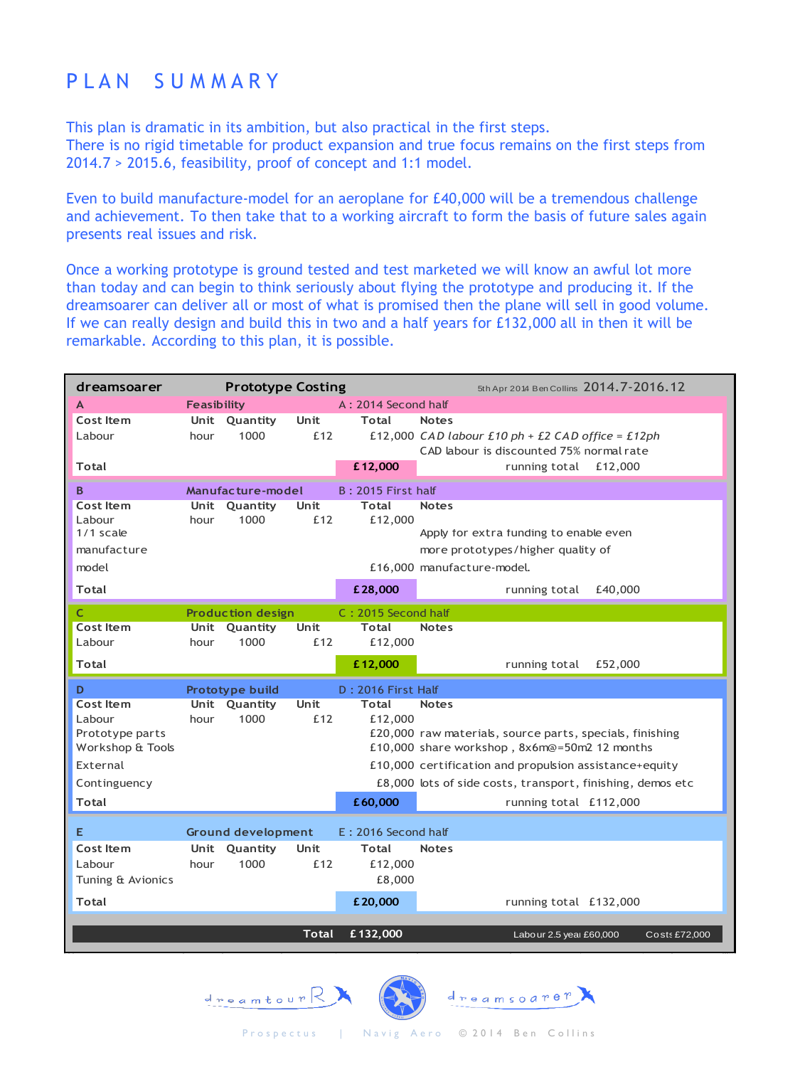# PLAN SUMMARY

This plan is dramatic in its ambition, but also practical in the first steps.
There is no rigid timetable for product expansion and true focus remains on the first steps from 2014.7 > 2015.6, feasibility, proof of concept and 1:1 model.

Even to build manufacture-model for an aeroplane for £40,000 will be a tremendous challenge and achievement. To then take that to a working aircraft to form the basis of future sales again presents real issues and risk.

Once a working prototype is ground tested and test marketed we will know an awful lot more than today and can begin to think seriously about flying the prototype and producing it. If the dreamsoarer can deliver all or most of what is promised then the plane will sell in good volume. If we can really design and build this in two and a half years for £132,000 all in then it will be remarkable. According to this plan, it is possible.

| dreamsoarer | | Prototype Costing | | | 5th Apr 2014 Ben Collins 2014.7-2016.12 |
|---|---|---|---|---|---|
| **A** | | **Feasibility** | | **A : 2014 Second half** | |
| **Cost Item** | **Unit** | **Quantity** | **Unit** | **Total** | **Notes** |
| Labour | hour | 1000 | £12 | £12,000 | *CAD labour £10 ph + £2 CAD office = £12ph* |
| | | | | | CAD labour is discounted 75% normal rate |
| **Total** | | | | **£12,000** | running total £12,000 |
| **B** | | **Manufacture-model** | | **B : 2015 First half** | |
| **Cost Item** | **Unit** | **Quantity** | **Unit** | **Total** | **Notes** |
| Labour | hour | 1000 | £12 | £12,000 | |
| 1/1 scale manufacture model | | | | £16,000 | Apply for extra funding to enable even more prototypes/higher quality of manufacture-model. |
| **Total** | | | | **£28,000** | running total £40,000 |
| **C** | | **Production design** | | **C : 2015 Second half** | |
| **Cost Item** | **Unit** | **Quantity** | **Unit** | **Total** | **Notes** |
| Labour | hour | 1000 | £12 | £12,000 | |
| **Total** | | | | **£12,000** | running total £52,000 |
| **D** | | **Prototype build** | | **D : 2016 First Half** | |
| **Cost Item** | **Unit** | **Quantity** | **Unit** | **Total** | **Notes** |
| Labour | hour | 1000 | £12 | £12,000 | |
| Prototype parts | | | | £20,000 | raw materials, source parts, specials, finishing |
| Workshop & Tools | | | | £10,000 | share workshop , 8x6m@=50m2 12 months |
| External | | | | £10,000 | certification and propulsion assistance+equity |
| Contingency | | | | £8,000 | lots of side costs, transport, finishing, demos etc |
| **Total** | | | | **£60,000** | running total £112,000 |
| **E** | | **Ground development** | | **E : 2016 Second half** | |
| **Cost Item** | **Unit** | **Quantity** | **Unit** | **Total** | **Notes** |
| Labour | hour | 1000 | £12 | £12,000 | |
| Tuning & Avionics | | | | £8,000 | |
| **Total** | | | | **£20,000** | running total £132,000 |
| | | | **Total** | **£132,000** | Labour 2.5 year £60,000 Costs £72,000 |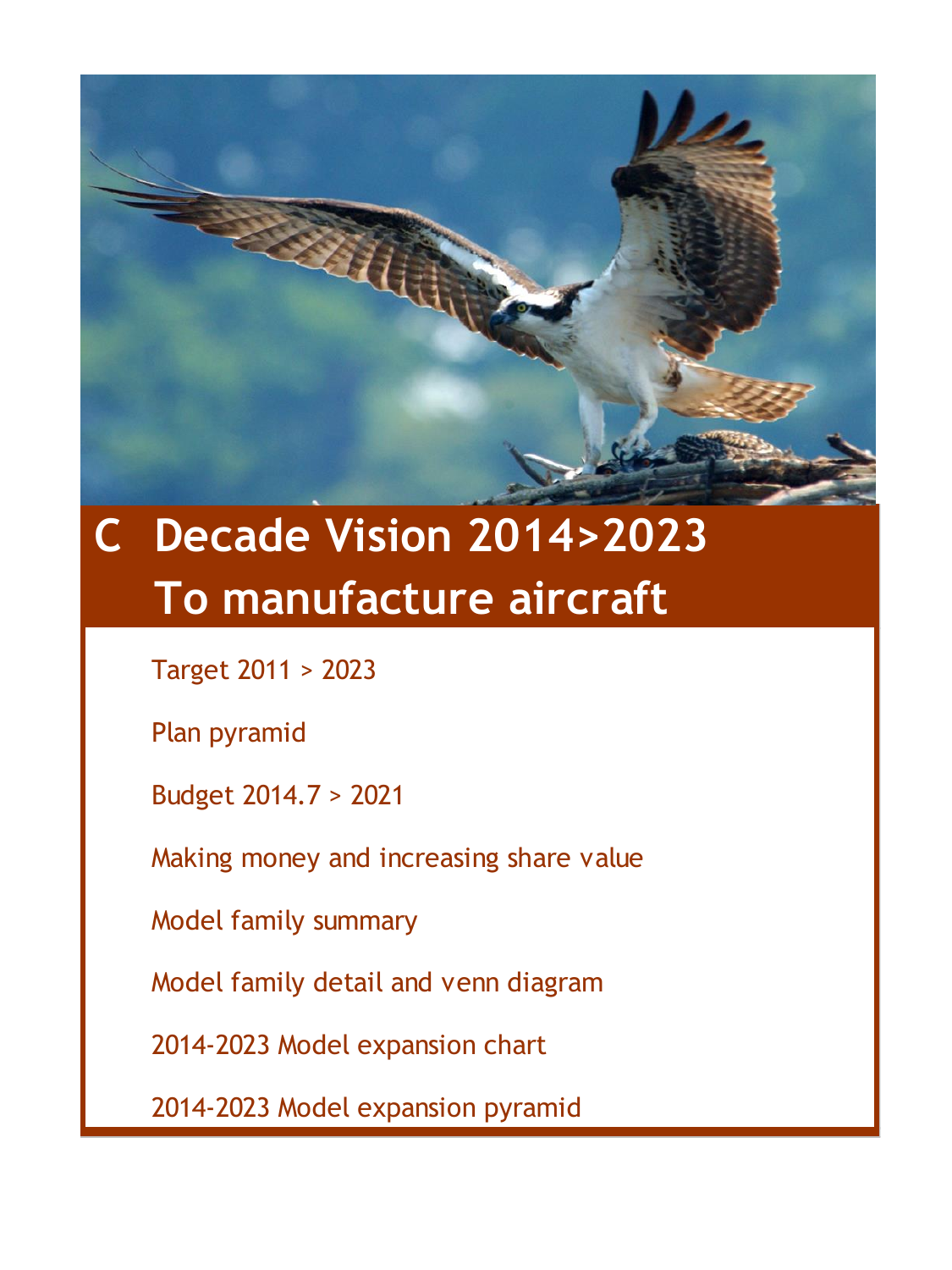# C Decade Vision 2014>2023 To manufacture aircraft

Target 2011 > 2023

Plan pyramid

Budget 2014.7 > 2021

Making money and increasing share value

Model family summary

Model family detail and venn diagram

2014-2023 Model expansion chart

2014-2023 Model expansion pyramid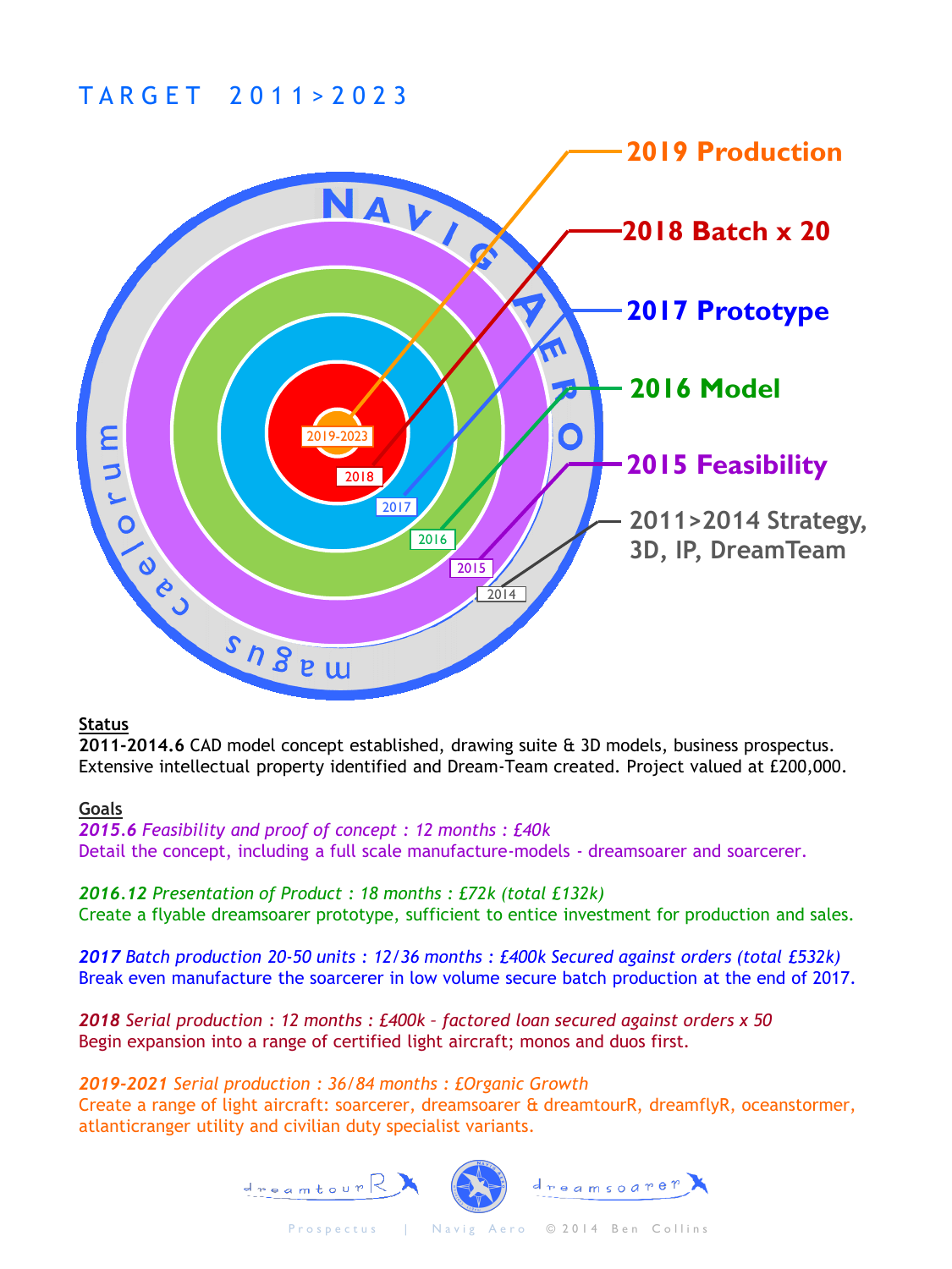# TARGET 2011>2023

**2019 Production**

**2018 Batch x 20**

**2017 Prototype**

**2016 Model**

**2015 Feasibility**

**2011>2014 Strategy, 3D, IP, DreamTeam**

2019-2023

2018

2017

2016

2015

2014

NAVIG AERO

caelorum magus

**Status**

**2011-2014.6** CAD model concept established, drawing suite & 3D models, business prospectus. Extensive intellectual property identified and Dream-Team created. Project valued at £200,000.

**Goals**

***2015.6*** *Feasibility and proof of concept : 12 months : £40k*
Detail the concept, including a full scale manufacture-models - dreamsoarer and soarcerer.

***2016.12*** *Presentation of Product : 18 months : £72k (total £132k)*
Create a flyable dreamsoarer prototype, sufficient to entice investment for production and sales.

***2017*** *Batch production 20-50 units : 12/36 months : £400k Secured against orders (total £532k)*
Break even manufacture the soarcerer in low volume secure batch production at the end of 2017.

***2018*** *Serial production : 12 months : £400k - factored loan secured against orders x 50*
Begin expansion into a range of certified light aircraft; monos and duos first.

***2019-2021*** *Serial production : 36/84 months : £Organic Growth*
Create a range of light aircraft: soarcerer, dreamsoarer & dreamtourR, dreamflyR, oceanstormer, atlanticranger utility and civilian duty specialist variants.

dreamtourR dreamsoarer

Prospectus | Navig Aero © 2014 Ben Collins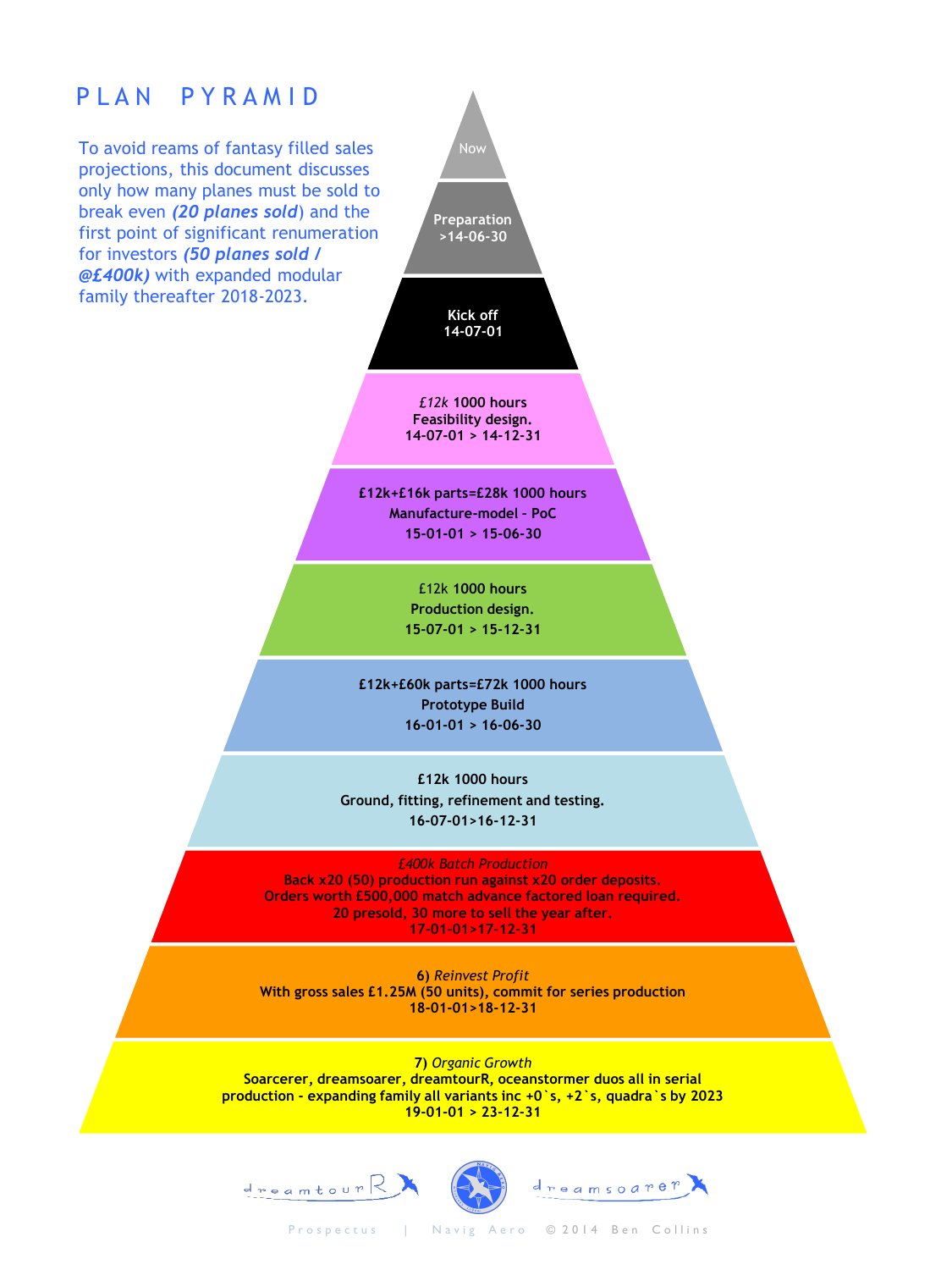# PLAN PYRAMID

To avoid reams of fantasy filled sales projections, this document discusses only how many planes must be sold to break even ***(20 planes sold)*** and the first point of significant renumeration for investors ***(50 planes sold / @£400k)*** with expanded modular family thereafter 2018-2023.

**Now**

**Preparation**
**>14-06-30**

**Kick off**
**14-07-01**

*£12k* **1000 hours**
**Feasibility design.**
**14-07-01 > 14-12-31**

**£12k+£16k parts=£28k 1000 hours**
**Manufacture-model - PoC**
**15-01-01 > 15-06-30**

£12k **1000 hours**
**Production design.**
**15-07-01 > 15-12-31**

**£12k+£60k parts=£72k 1000 hours**
**Prototype Build**
**16-01-01 > 16-06-30**

**£12k 1000 hours**
**Ground, fitting, refinement and testing.**
**16-07-01>16-12-31**

*£400k Batch Production*
**Back x20 (50) production run against x20 order deposits.**
**Orders worth £500,000 match advance factored loan required.**
**20 presold, 30 more to sell the year after.**
**17-01-01>17-12-31**

**6)** *Reinvest Profit*
**With gross sales £1.25M (50 units), commit for series production**
**18-01-01>18-12-31**

**7)** *Organic Growth*
**Soarcerer, dreamsoarer, dreamtourR, oceanstormer duos all in serial production - expanding family all variants inc +0`s, +2`s, quadra`s by 2023**
**19-01-01 > 23-12-31**

dreamtourR | dreamsoarer

Prospectus | Navig Aero © 2014 Ben Collins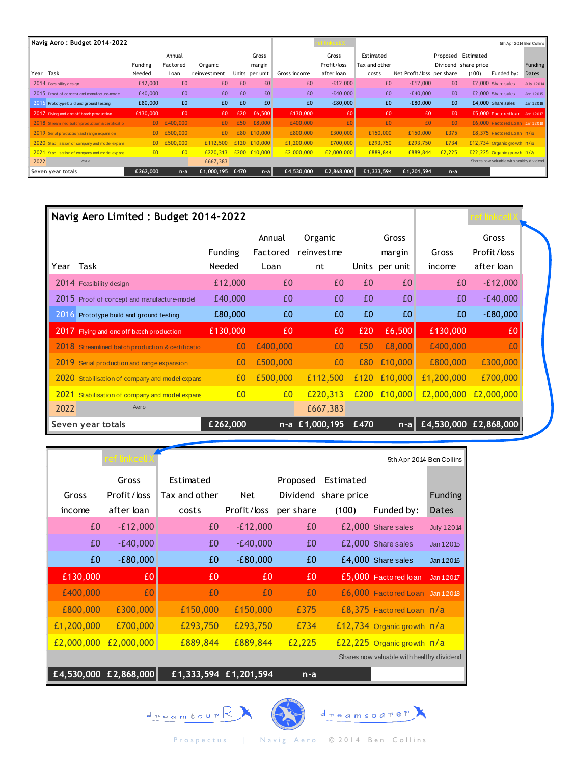# Navig Aero : Budget 2014-2022

| Year | Task | Funding Needed | Annual Factored Loan | Organic reinvestment | Units | Gross margin per unit | Gross income | Gross Profit/loss after loan | Estimated Tax and other costs | Net Profit/loss | Proposed Dividend per share | Estimated share price (100) | Funded by: | Funding Dates |
|---|---|---|---|---|---|---|---|---|---|---|---|---|---|---|
| 2014 | Feasibility design | £12,000 | £0 | £0 | £0 | £0 | £0 | -£12,000 | £0 | -£12,000 | £0 | £2,000 | Share sales | July 12014 |
| 2015 | Proof of concept and manufacture-model | £40,000 | £0 | £0 | £0 | £0 | £0 | -£40,000 | £0 | -£40,000 | £0 | £2,000 | Share sales | Jan 12015 |
| 2016 | Prototype build and ground testing | £80,000 | £0 | £0 | £0 | £0 | £0 | -£80,000 | £0 | -£80,000 | £0 | £4,000 | Share sales | Jan 12016 |
| 2017 | Flying and one off batch production | £130,000 | £0 | £0 | £20 | £6,500 | £130,000 | £0 | £0 | £0 | £0 | £5,000 | Factored loan | Jan 12017 |
| 2018 | Streamlined batch production & certificatio | £0 | £400,000 | £0 | £50 | £8,000 | £400,000 | £0 | £0 | £0 | £0 | £6,000 | Factored Loan | Jan 12018 |
| 2019 | Serial production and range expansion | £0 | £500,000 | £0 | £80 | £10,000 | £800,000 | £300,000 | £150,000 | £150,000 | £375 | £8,375 | Factored Loan | n/a |
| 2020 | Stabilisation of company and model expans | £0 | £500,000 | £112,500 | £120 | £10,000 | £1,200,000 | £700,000 | £293,750 | £293,750 | £734 | £12,734 | Organic growth | n/a |
| 2021 | Stabilisation of company and model expans | £0 | £0 | £220,313 | £200 | £10,000 | £2,000,000 | £2,000,000 | £889,844 | £889,844 | £2,225 | £22,225 | Organic growth | n/a |
| 2022 | Aero | | | £667,383 | | | | | | | | Shares now valuable with healthy dividend | | |
| Seven year totals | | £262,000 | n-a | £1,000,195 | £470 | n-a | £4,530,000 | £2,868,000 | £1,333,594 | £1,201,594 | n-a | | | |

ref linkcell X

5th Apr 2014 Ben Collins

dreamtourR | dreamsoarer

Prospectus | Navig Aero © 2014 Ben Collins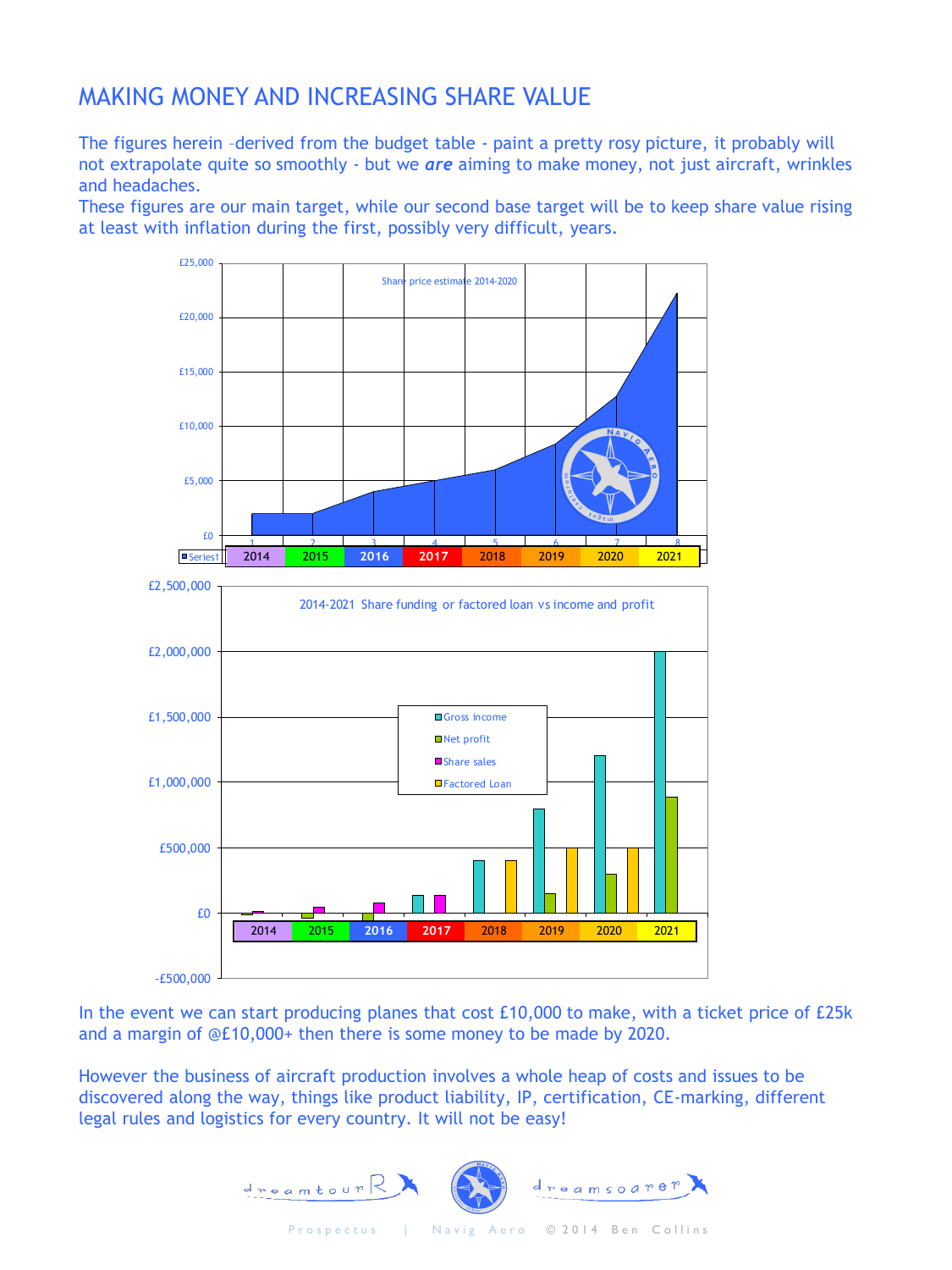# MAKING MONEY AND INCREASING SHARE VALUE

The figures herein –derived from the budget table - paint a pretty rosy picture, it probably will not extrapolate quite so smoothly - but we ***are*** aiming to make money, not just aircraft, wrinkles and headaches.

These figures are our main target, while our second base target will be to keep share value rising at least with inflation during the first, possibly very difficult, years.

Share price estimate 2014-2020

2014-2021 Share funding or factored loan vs income and profit

In the event we can start producing planes that cost £10,000 to make, with a ticket price of £25k and a margin of @£10,000+ then there is some money to be made by 2020.

However the business of aircraft production involves a whole heap of costs and issues to be discovered along the way, things like product liability, IP, certification, CE-marking, different legal rules and logistics for every country. It will not be easy!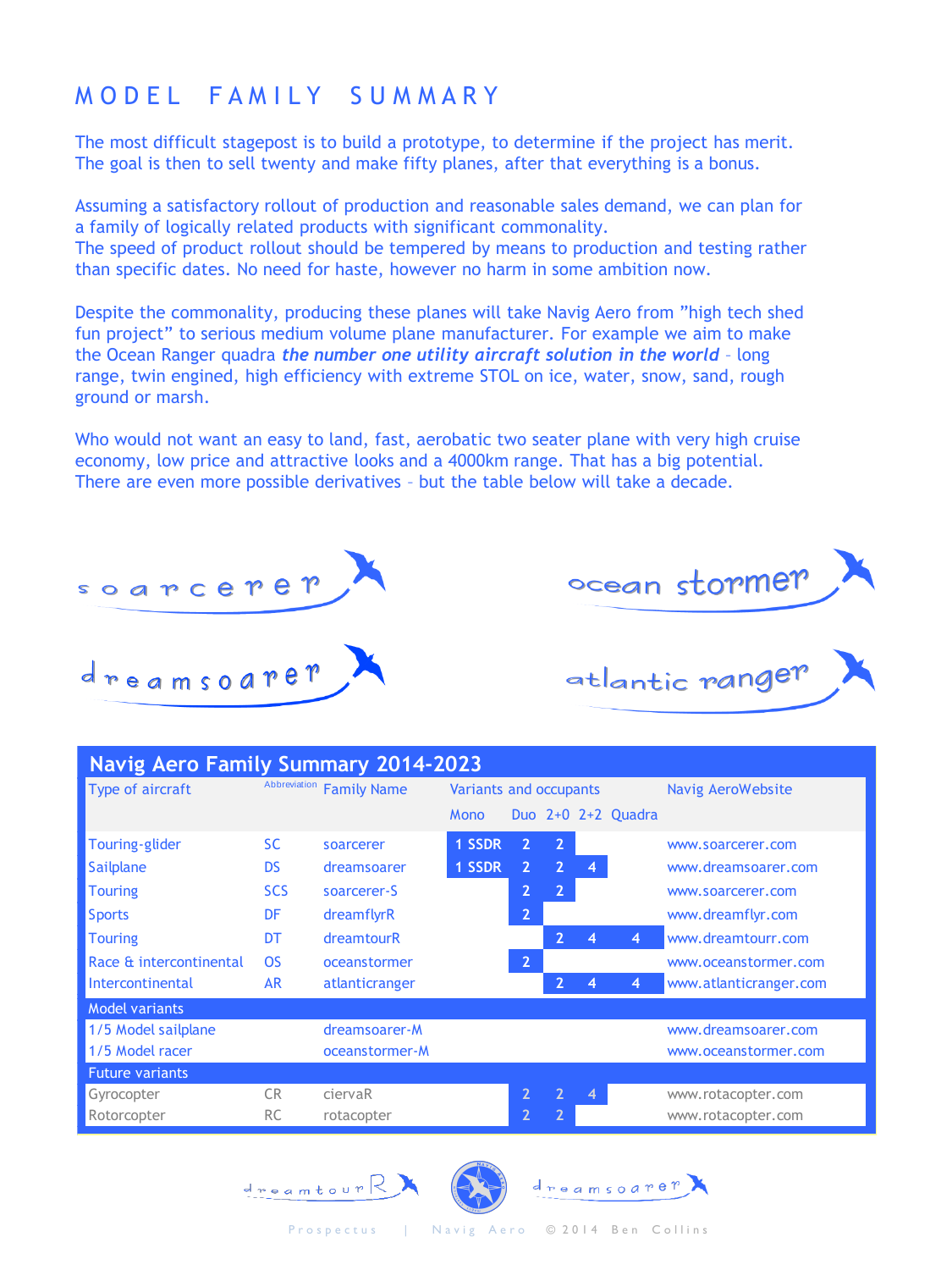# MODEL FAMILY SUMMARY

The most difficult stagepost is to build a prototype, to determine if the project has merit. The goal is then to sell twenty and make fifty planes, after that everything is a bonus.

Assuming a satisfactory rollout of production and reasonable sales demand, we can plan for a family of logically related products with significant commonality.
The speed of product rollout should be tempered by means to production and testing rather than specific dates. No need for haste, however no harm in some ambition now.

Despite the commonality, producing these planes will take Navig Aero from "high tech shed fun project" to serious medium volume plane manufacturer. For example we aim to make the Ocean Ranger quadra ***the number one utility aircraft solution in the world*** – long range, twin engined, high efficiency with extreme STOL on ice, water, snow, sand, rough ground or marsh.

Who would not want an easy to land, fast, aerobatic two seater plane with very high cruise economy, low price and attractive looks and a 4000km range. That has a big potential. There are even more possible derivatives – but the table below will take a decade.

soarcerer

ocean stormer

dreamsoarer

atlantic ranger

**Navig Aero Family Summary 2014-2023**

| Type of aircraft | Abbreviation | Family Name | Variants and occupants | | | | | Navig AeroWebsite |
|---|---|---|---|---|---|---|---|---|
| | | | Mono | Duo | 2+0 | 2+2 | Quadra | |
| Touring-glider | SC | soarcerer | 1 SSDR | 2 | 2 | | | www.soarcerer.com |
| Sailplane | DS | dreamsoarer | 1 SSDR | 2 | 2 | 4 | | www.dreamsoarer.com |
| Touring | SCS | soarcerer-S | | 2 | 2 | | | www.soarcerer.com |
| Sports | DF | dreamflyrR | | 2 | | | | www.dreamflyr.com |
| Touring | DT | dreamtourR | | | 2 | 4 | 4 | www.dreamtourr.com |
| Race & intercontinental | OS | oceanstormer | | 2 | | | | www.oceanstormer.com |
| Intercontinental | AR | atlanticranger | | | 2 | 4 | 4 | www.atlanticranger.com |
| **Model variants** | | | | | | | | |
| 1/5 Model sailplane | | dreamsoarer-M | | | | | | www.dreamsoarer.com |
| 1/5 Model racer | | oceanstormer-M | | | | | | www.oceanstormer.com |
| **Future variants** | | | | | | | | |
| Gyrocopter | CR | ciervaR | | 2 | 2 | 4 | | www.rotacopter.com |
| Rotorcopter | RC | rotacopter | | 2 | 2 | | | www.rotacopter.com |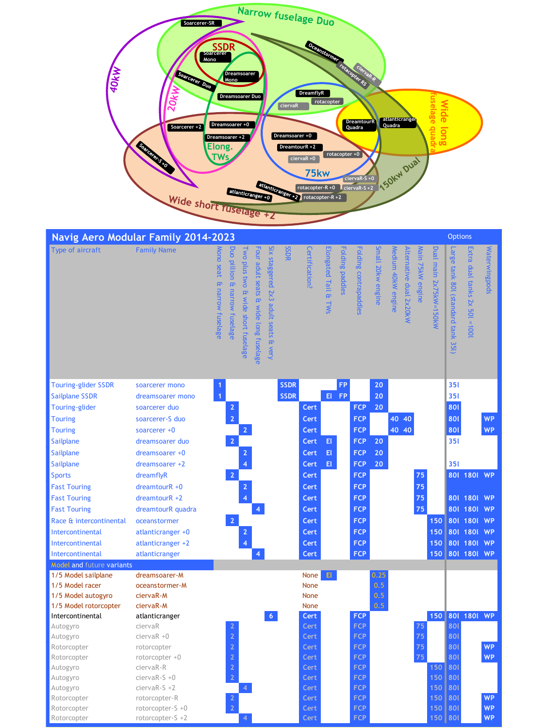## Navig Aero Modular Family 2014-2023

| Type of aircraft | Family Name | Mono seat & narrow fuselage | Duo pillion & narrow fuselage | Two plus two & wide short fuselage | Four adult seats & wide long fuselage | Six staggered 2x3 adult seats & very | SSDR | Certification? | Elongated Tail & TWs | Folding paddles | Folding contrapaddles | Small 20kw engine | Medium 40kW engine | Alternative dual 2x20kW | Main 75kW engine | Dual main 2x75kW=150kW | Options: Large tank 80l (standard tank 35l) | Options: Extra dual tanks 2x 50l =100l | Options: Waterwingpods |
|---|---|---|---|---|---|---|---|---|---|---|---|---|---|---|---|---|---|---|---|
| Touring-glider SSDR | soarcerer mono | 1 | | | | | SSDR | | | FP | | 20 | | | | | 35l | | |
| Sailplane SSDR | dreamsoarer mono | 1 | | | | | SSDR | | El | FP | | 20 | | | | | 35l | | |
| Touring-glider | soarcerer duo | | 2 | | | | | Cert | | | FCP | 20 | | | | | 80l | | |
| Touring | soarcerer-S duo | | 2 | | | | | Cert | | | FCP | | 40 | 40 | | | 80l | | WP |
| Touring | soarcerer +0 | | | 2 | | | | Cert | | | FCP | | 40 | 40 | | | 80l | | WP |
| Sailplane | dreamsoarer duo | | 2 | | | | | Cert | El | | FCP | 20 | | | | | 35l | | |
| Sailplane | dreamsoarer +0 | | | 2 | | | | Cert | El | | FCP | 20 | | | | | | | |
| Sailplane | dreamsoarer +2 | | | 4 | | | | Cert | El | | FCP | 20 | | | | | 35l | | |
| Sports | dreamflyR | | 2 | | | | | Cert | | | FCP | | | | 75 | | 80l | 180l | WP |
| Fast Touring | dreamtourR +0 | | | 2 | | | | Cert | | | FCP | | | | 75 | | | | |
| Fast Touring | dreamtourR +2 | | | 4 | | | | Cert | | | FCP | | | | 75 | | 80l | 180l | WP |
| Fast Touring | dreamtourR quadra | | | | 4 | | | Cert | | | FCP | | | | 75 | | 80l | 180l | WP |
| Race & intercontinental | oceanstormer | | 2 | | | | | Cert | | | FCP | | | | | 150 | 80l | 180l | WP |
| Intercontinental | atlanticranger +0 | | | 2 | | | | Cert | | | FCP | | | | | 150 | 80l | 180l | WP |
| Intercontinental | atlanticranger +2 | | | 4 | | | | Cert | | | FCP | | | | | 150 | 80l | 180l | WP |
| Intercontinental | atlanticranger | | | | 4 | | | Cert | | | FCP | | | | | 150 | 80l | 180l | WP |
| **Model and future variants** | | | | | | | | | | | | | | | | | | | |
| 1/5 Model sailplane | dreamsoarer-M | | | | | | | None | El | | | 0.25 | | | | | | | |
| 1/5 Model racer | oceanstormer-M | | | | | | | None | | | | 0.5 | | | | | | | |
| 1/5 Model autogyro | ciervaR-M | | | | | | | None | | | | 0.5 | | | | | | | |
| 1/5 Model rotorcopter | ciervaR-M | | | | | | | None | | | | 0.5 | | | | | | | |
| Intercontinental | atlanticranger | | | | | 6 | | Cert | | | FCP | | | | | 150 | 80l | 180l | WP |
| Autogyro | ciervaR | | 2 | | | | | Cert | | | FCP | | | | 75 | | 80l | | |
| Autogyro | ciervaR +0 | | 2 | | | | | Cert | | | FCP | | | | 75 | | 80l | | |
| Rotorcopter | rotorcopter | | 2 | | | | | Cert | | | FCP | | | | 75 | | 80l | | WP |
| Rotorcopter | rotorcopter +0 | | 2 | | | | | Cert | | | FCP | | | | 75 | | 80l | | WP |
| Autogyro | ciervaR-R | | 2 | | | | | Cert | | | FCP | | | | | 150 | 80l | | |
| Autogyro | ciervaR-S +0 | | 2 | | | | | Cert | | | FCP | | | | | 150 | 80l | | |
| Autogyro | ciervaR-S +2 | | | 4 | | | | Cert | | | FCP | | | | | 150 | 80l | | |
| Rotorcopter | rotorcopter-R | | 2 | | | | | Cert | | | FCP | | | | | 150 | 80l | | WP |
| Rotorcopter | rotorcopter-S +0 | | 2 | | | | | Cert | | | FCP | | | | | 150 | 80l | | WP |
| Rotorcopter | rotorcopter-S +2 | | | 4 | | | | Cert | | | FCP | | | | | 150 | 80l | | WP |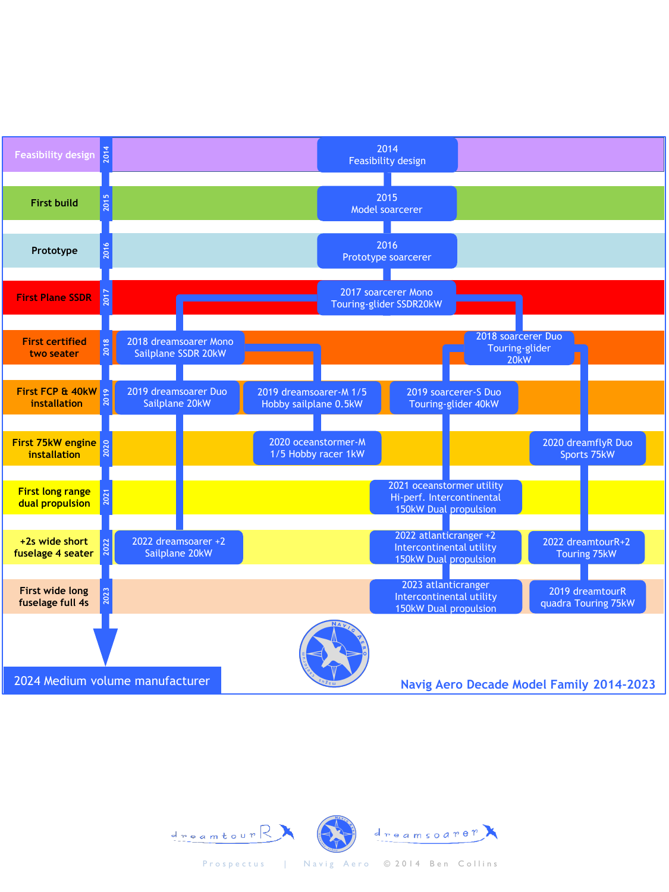# Navig Aero Decade Model Family 2014-2023

| Milestone | Year | Models |
|---|---|---|
| Feasibility design | 2014 | 2014 Feasibility design |
| First build | 2015 | 2015 Model soarcerer |
| Prototype | 2016 | 2016 Prototype soarcerer |
| First Plane SSDR | 2017 | 2017 soarcerer Mono Touring-glider SSDR20kW |
| First certified two seater | 2018 | 2018 dreamsoarer Mono Sailplane SSDR 20kW; 2018 soarcerer Duo Touring-glider 20kW |
| First FCP & 40kW installation | 2019 | 2019 dreamsoarer Duo Sailplane 20kW; 2019 dreamsoarer-M 1/5 Hobby sailplane 0.5kW; 2019 soarcerer-S Duo Touring-glider 40kW |
| First 75kW engine installation | 2020 | 2020 oceanstormer-M 1/5 Hobby racer 1kW; 2020 dreamflyR Duo Sports 75kW |
| First long range dual propulsion | 2021 | 2021 oceanstormer utility Hi-perf. Intercontinental 150kW Dual propulsion |
| +2s wide short fuselage 4 seater | 2022 | 2022 dreamsoarer +2 Sailplane 20kW; 2022 atlanticranger +2 Intercontinental utility 150kW Dual propulsion; 2022 dreamtourR+2 Touring 75kW |
| First wide long fuselage full 4s | 2023 | 2023 atlanticranger Intercontinental utility 150kW Dual propulsion; 2019 dreamtourR quadra Touring 75kW |

2024 Medium volume manufacturer

dreamtourR dreamsoarer

Prospectus | Navig Aero © 2014 Ben Collins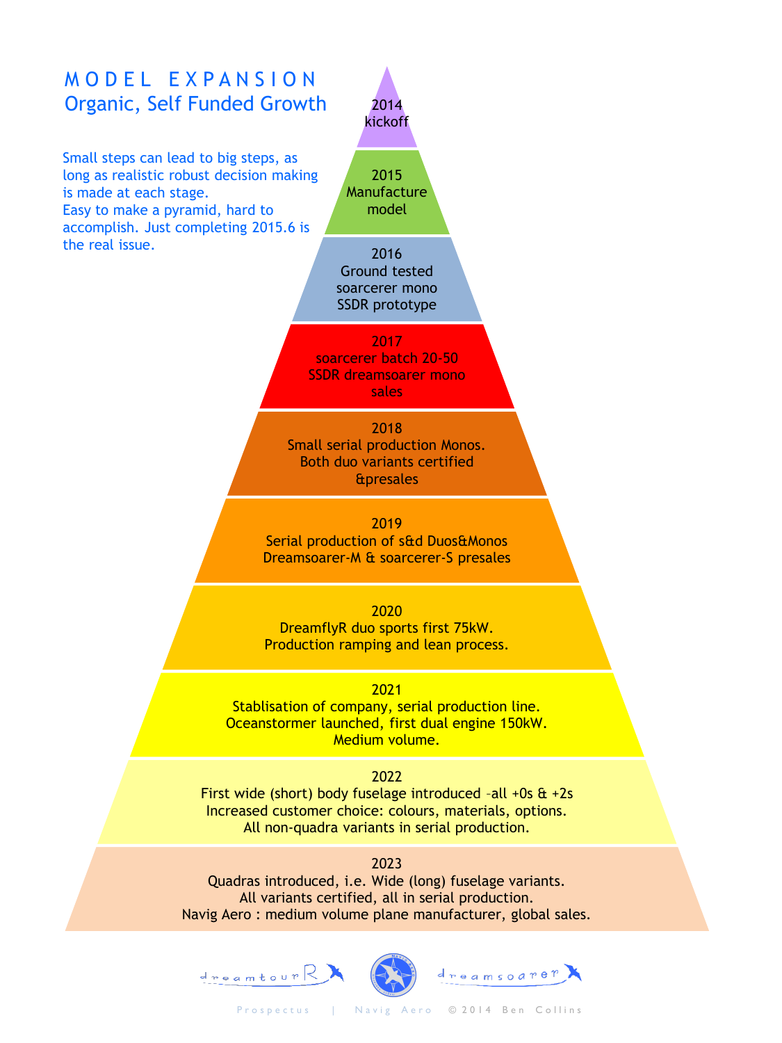# MODEL EXPANSION

## Organic, Self Funded Growth

Small steps can lead to big steps, as long as realistic robust decision making is made at each stage.
Easy to make a pyramid, hard to accomplish. Just completing 2015.6 is the real issue.

**2014**
kickoff

**2015**
Manufacture model

**2016**
Ground tested soarcerer mono SSDR prototype

**2017**
soarcerer batch 20-50
SSDR dreamsoarer mono sales

**2018**
Small serial production Monos.
Both duo variants certified &presales

**2019**
Serial production of s&d Duos&Monos
Dreamsoarer-M & soarcerer-S presales

**2020**
DreamflyR duo sports first 75kW.
Production ramping and lean process.

**2021**
Stablisation of company, serial production line.
Oceanstormer launched, first dual engine 150kW.
Medium volume.

**2022**
First wide (short) body fuselage introduced –all +0s & +2s
Increased customer choice: colours, materials, options.
All non-quadra variants in serial production.

**2023**
Quadras introduced, i.e. Wide (long) fuselage variants.
All variants certified, all in serial production.
Navig Aero : medium volume plane manufacturer, global sales.

dreamtourR | dreamsoarer

Prospectus | Navig Aero ©2014 Ben Collins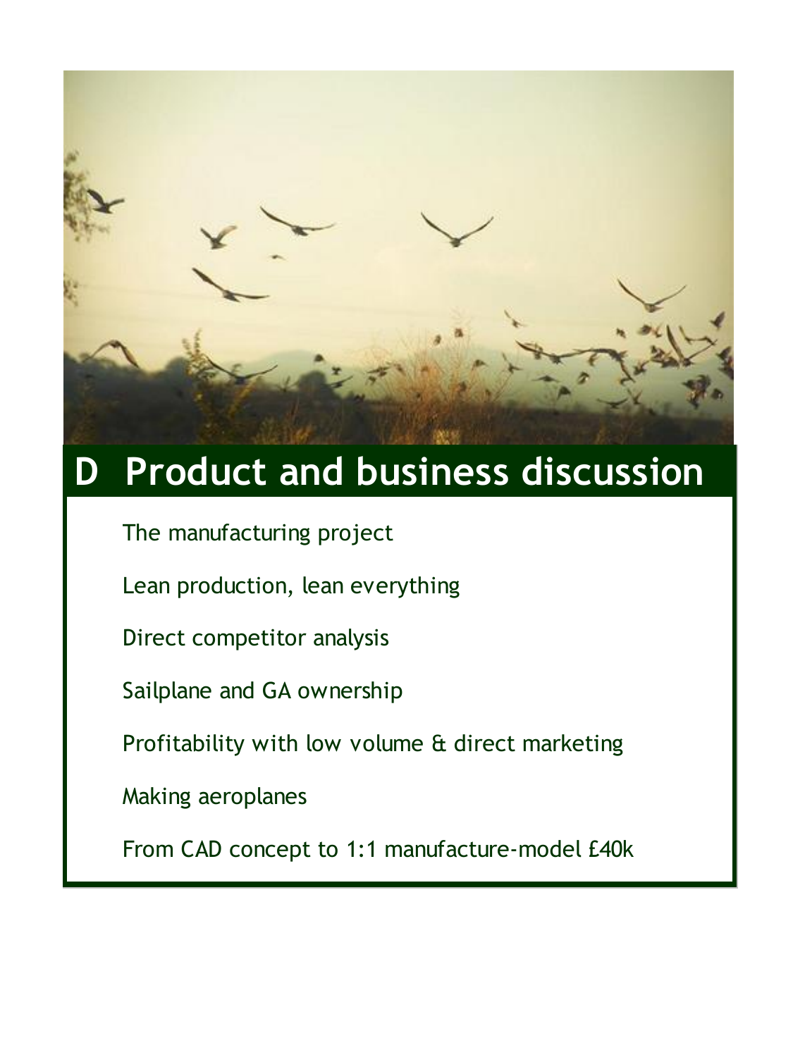# D Product and business discussion

The manufacturing project

Lean production, lean everything

Direct competitor analysis

Sailplane and GA ownership

Profitability with low volume & direct marketing

Making aeroplanes

From CAD concept to 1:1 manufacture-model £40k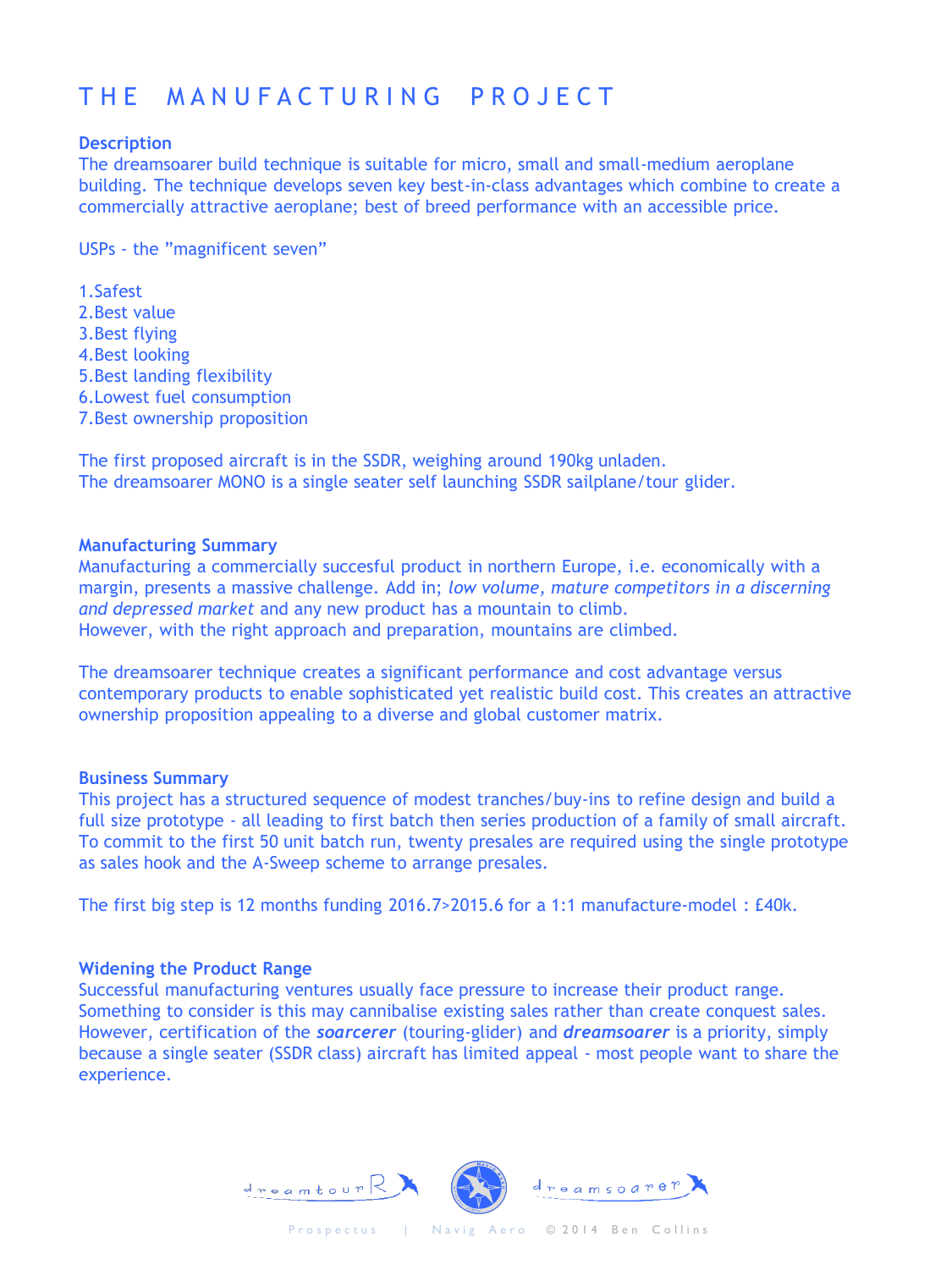# THE MANUFACTURING PROJECT

**Description**

The dreamsoarer build technique is suitable for micro, small and small-medium aeroplane building. The technique develops seven key best-in-class advantages which combine to create a commercially attractive aeroplane; best of breed performance with an accessible price.

USPs - the "magnificent seven"

1. Safest
2. Best value
3. Best flying
4. Best looking
5. Best landing flexibility
6. Lowest fuel consumption
7. Best ownership proposition

The first proposed aircraft is in the SSDR, weighing around 190kg unladen.
The dreamsoarer MONO is a single seater self launching SSDR sailplane/tour glider.

**Manufacturing Summary**

Manufacturing a commercially succesful product in northern Europe, i.e. economically with a margin, presents a massive challenge. Add in; *low volume, mature competitors in a discerning and depressed market* and any new product has a mountain to climb.
However, with the right approach and preparation, mountains are climbed.

The dreamsoarer technique creates a significant performance and cost advantage versus contemporary products to enable sophisticated yet realistic build cost. This creates an attractive ownership proposition appealing to a diverse and global customer matrix.

**Business Summary**

This project has a structured sequence of modest tranches/buy-ins to refine design and build a full size prototype - all leading to first batch then series production of a family of small aircraft. To commit to the first 50 unit batch run, twenty presales are required using the single prototype as sales hook and the A-Sweep scheme to arrange presales.

The first big step is 12 months funding 2016.7>2015.6 for a 1:1 manufacture-model : £40k.

**Widening the Product Range**

Successful manufacturing ventures usually face pressure to increase their product range. Something to consider is this may cannibalise existing sales rather than create conquest sales. However, certification of the ***soarcerer*** (touring-glider) and ***dreamsoarer*** is a priority, simply because a single seater (SSDR class) aircraft has limited appeal - most people want to share the experience.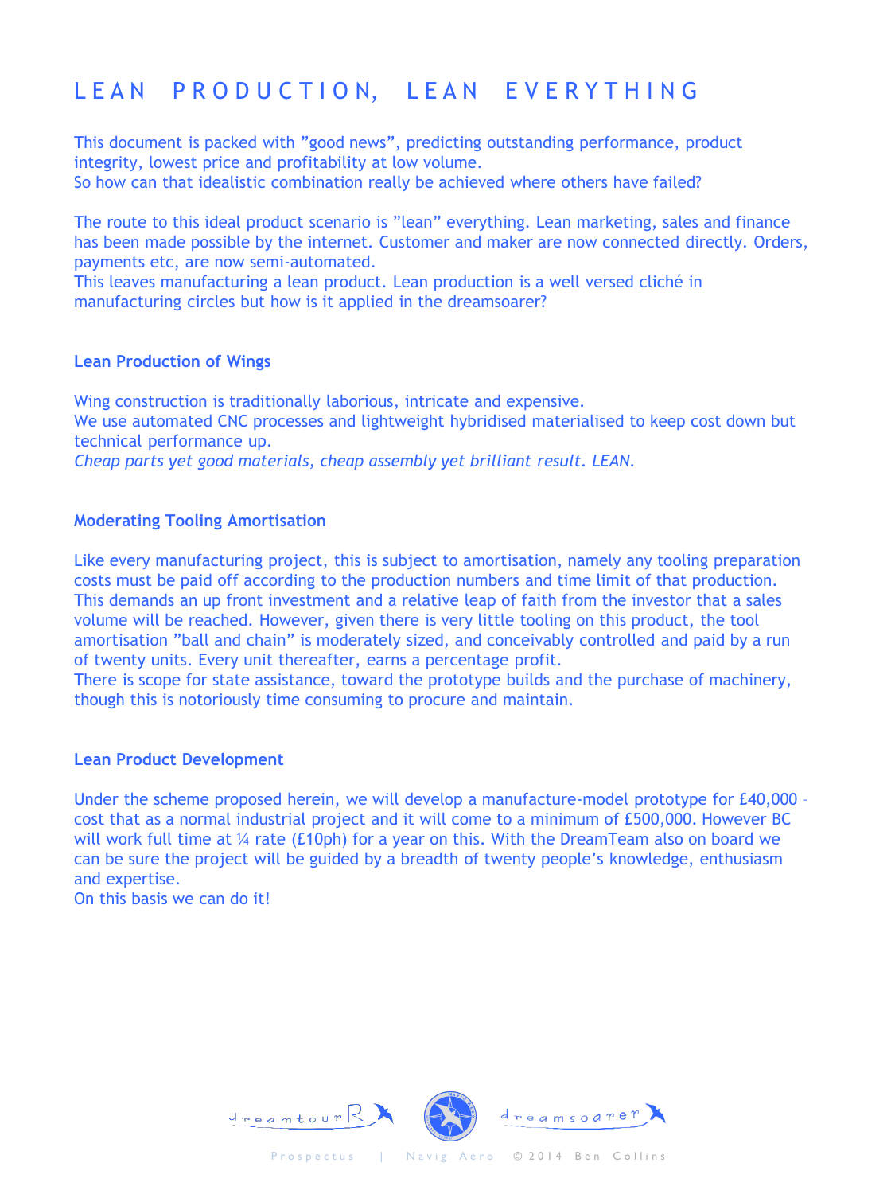# LEAN PRODUCTION, LEAN EVERYTHING

This document is packed with ”good news”, predicting outstanding performance, product integrity, lowest price and profitability at low volume.
So how can that idealistic combination really be achieved where others have failed?

The route to this ideal product scenario is ”lean” everything. Lean marketing, sales and finance has been made possible by the internet. Customer and maker are now connected directly. Orders, payments etc, are now semi-automated.
This leaves manufacturing a lean product. Lean production is a well versed cliché in manufacturing circles but how is it applied in the dreamsoarer?

### Lean Production of Wings

Wing construction is traditionally laborious, intricate and expensive.
We use automated CNC processes and lightweight hybridised materialised to keep cost down but technical performance up.
*Cheap parts yet good materials, cheap assembly yet brilliant result. LEAN.*

### Moderating Tooling Amortisation

Like every manufacturing project, this is subject to amortisation, namely any tooling preparation costs must be paid off according to the production numbers and time limit of that production. This demands an up front investment and a relative leap of faith from the investor that a sales volume will be reached. However, given there is very little tooling on this product, the tool amortisation ”ball and chain” is moderately sized, and conceivably controlled and paid by a run of twenty units. Every unit thereafter, earns a percentage profit.
There is scope for state assistance, toward the prototype builds and the purchase of machinery, though this is notoriously time consuming to procure and maintain.

### Lean Product Development

Under the scheme proposed herein, we will develop a manufacture-model prototype for £40,000 – cost that as a normal industrial project and it will come to a minimum of £500,000. However BC will work full time at ¼ rate (£10ph) for a year on this. With the DreamTeam also on board we can be sure the project will be guided by a breadth of twenty people’s knowledge, enthusiasm and expertise.
On this basis we can do it!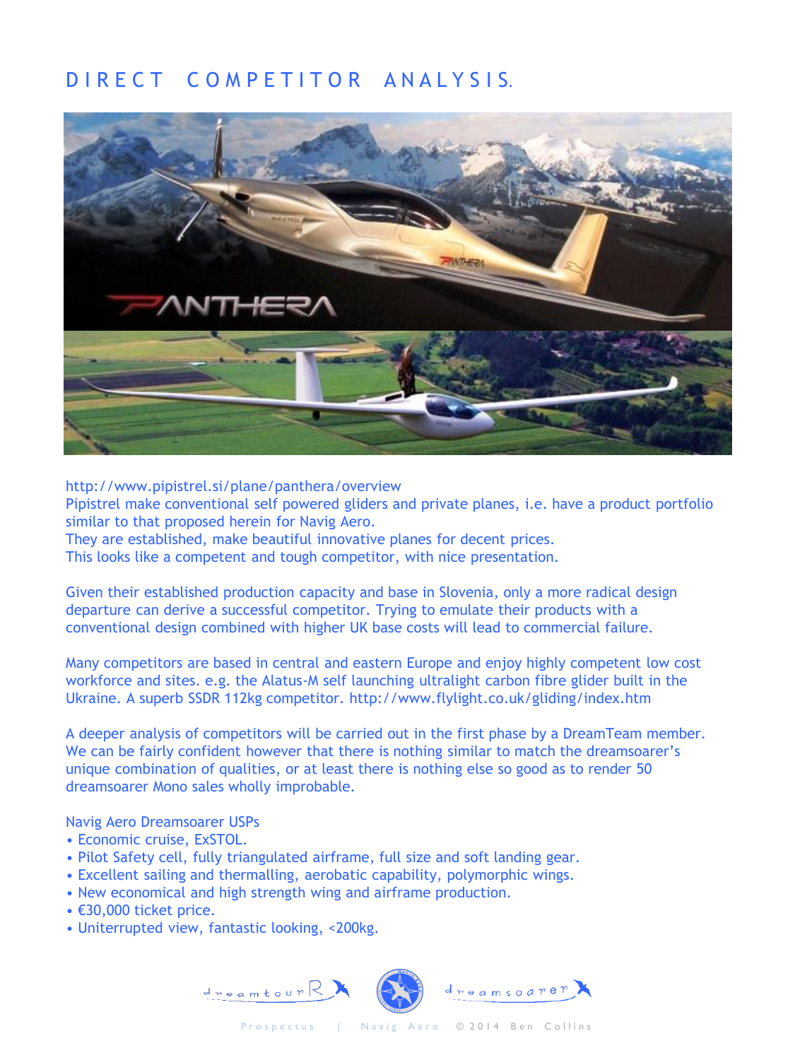# DIRECT COMPETITOR ANALYSIS.

http://www.pipistrel.si/plane/panthera/overview
Pipistrel make conventional self powered gliders and private planes, i.e. have a product portfolio similar to that proposed herein for Navig Aero.
They are established, make beautiful innovative planes for decent prices.
This looks like a competent and tough competitor, with nice presentation.

Given their established production capacity and base in Slovenia, only a more radical design departure can derive a successful competitor. Trying to emulate their products with a conventional design combined with higher UK base costs will lead to commercial failure.

Many competitors are based in central and eastern Europe and enjoy highly competent low cost workforce and sites. e.g. the Alatus-M self launching ultralight carbon fibre glider built in the Ukraine. A superb SSDR 112kg competitor. http://www.flylight.co.uk/gliding/index.htm

A deeper analysis of competitors will be carried out in the first phase by a DreamTeam member. We can be fairly confident however that there is nothing similar to match the dreamsoarer's unique combination of qualities, or at least there is nothing else so good as to render 50 dreamsoarer Mono sales wholly improbable.

Navig Aero Dreamsoarer USPs

- Economic cruise, ExSTOL.
- Pilot Safety cell, fully triangulated airframe, full size and soft landing gear.
- Excellent sailing and thermalling, aerobatic capability, polymorphic wings.
- New economical and high strength wing and airframe production.
- €30,000 ticket price.
- Uniterrupted view, fantastic looking, <200kg.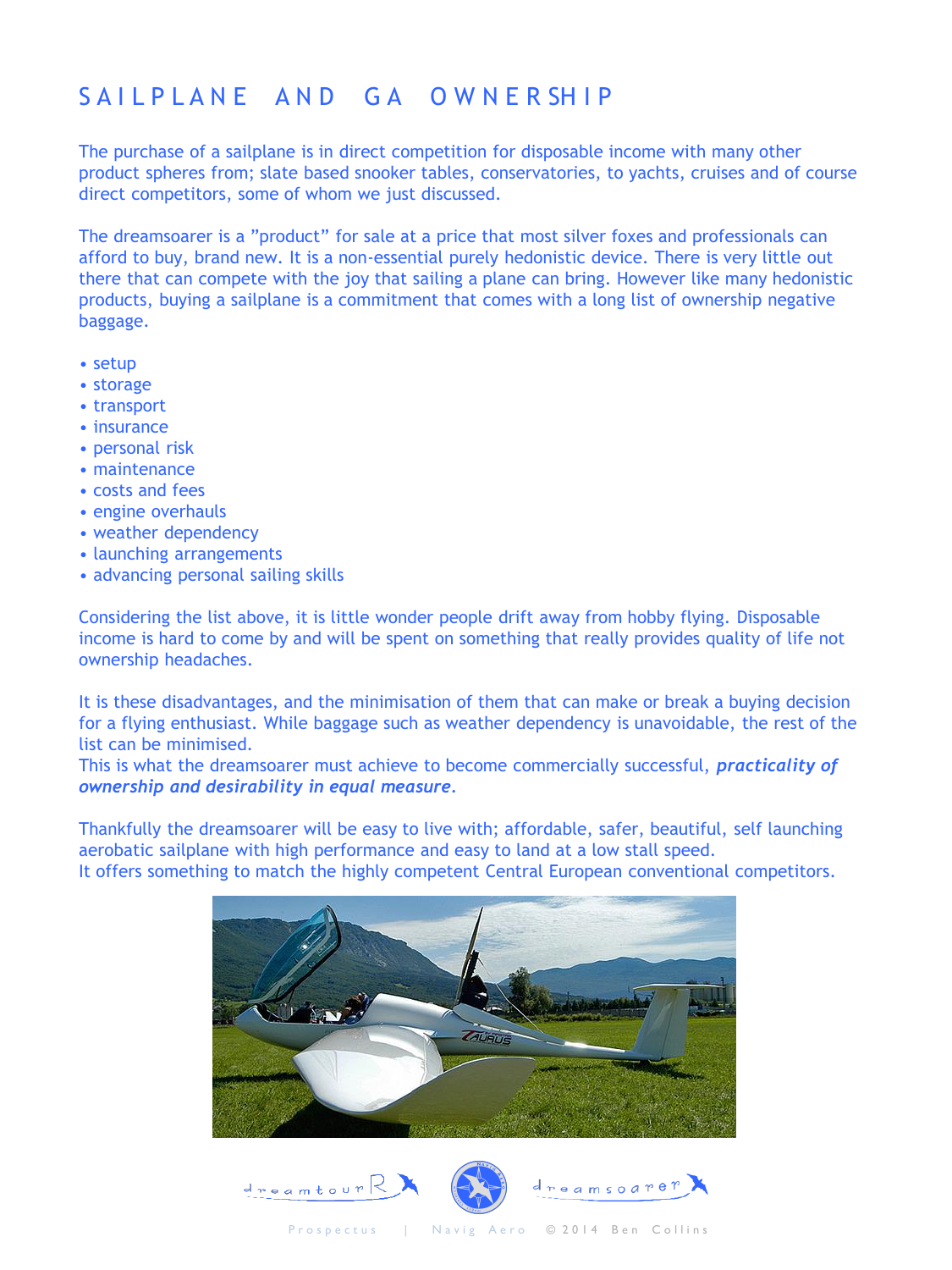# SAILPLANE AND GA OWNERSHIP

The purchase of a sailplane is in direct competition for disposable income with many other product spheres from; slate based snooker tables, conservatories, to yachts, cruises and of course direct competitors, some of whom we just discussed.

The dreamsoarer is a ”product” for sale at a price that most silver foxes and professionals can afford to buy, brand new. It is a non-essential purely hedonistic device. There is very little out there that can compete with the joy that sailing a plane can bring. However like many hedonistic products, buying a sailplane is a commitment that comes with a long list of ownership negative baggage.

- setup
- storage
- transport
- insurance
- personal risk
- maintenance
- costs and fees
- engine overhauls
- weather dependency
- launching arrangements
- advancing personal sailing skills

Considering the list above, it is little wonder people drift away from hobby flying. Disposable income is hard to come by and will be spent on something that really provides quality of life not ownership headaches.

It is these disadvantages, and the minimisation of them that can make or break a buying decision for a flying enthusiast. While baggage such as weather dependency is unavoidable, the rest of the list can be minimised.
This is what the dreamsoarer must achieve to become commercially successful, ***practicality of ownership and desirability in equal measure***.

Thankfully the dreamsoarer will be easy to live with; affordable, safer, beautiful, self launching aerobatic sailplane with high performance and easy to land at a low stall speed.
It offers something to match the highly competent Central European conventional competitors.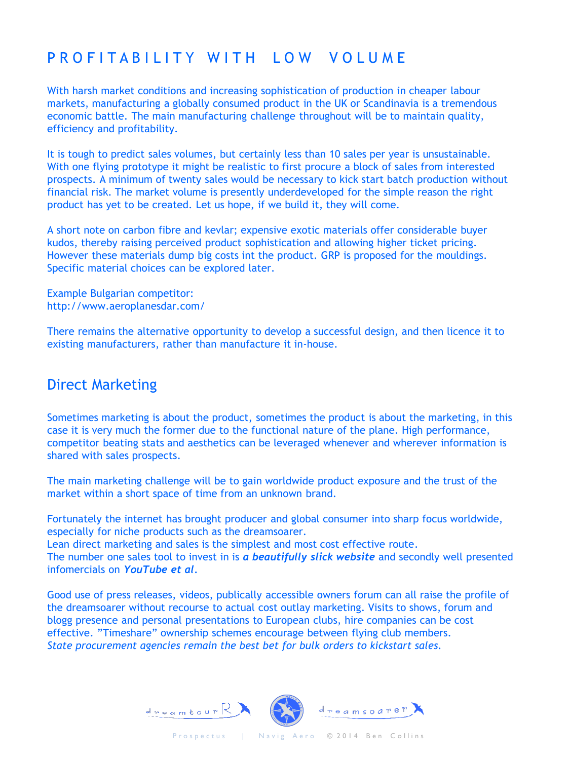# PROFITABILITY WITH LOW VOLUME

With harsh market conditions and increasing sophistication of production in cheaper labour markets, manufacturing a globally consumed product in the UK or Scandinavia is a tremendous economic battle. The main manufacturing challenge throughout will be to maintain quality, efficiency and profitability.

It is tough to predict sales volumes, but certainly less than 10 sales per year is unsustainable. With one flying prototype it might be realistic to first procure a block of sales from interested prospects. A minimum of twenty sales would be necessary to kick start batch production without financial risk. The market volume is presently underdeveloped for the simple reason the right product has yet to be created. Let us hope, if we build it, they will come.

A short note on carbon fibre and kevlar; expensive exotic materials offer considerable buyer kudos, thereby raising perceived product sophistication and allowing higher ticket pricing. However these materials dump big costs int the product. GRP is proposed for the mouldings. Specific material choices can be explored later.

Example Bulgarian competitor:
http://www.aeroplanesdar.com/

There remains the alternative opportunity to develop a successful design, and then licence it to existing manufacturers, rather than manufacture it in-house.

## Direct Marketing

Sometimes marketing is about the product, sometimes the product is about the marketing, in this case it is very much the former due to the functional nature of the plane. High performance, competitor beating stats and aesthetics can be leveraged whenever and wherever information is shared with sales prospects.

The main marketing challenge will be to gain worldwide product exposure and the trust of the market within a short space of time from an unknown brand.

Fortunately the internet has brought producer and global consumer into sharp focus worldwide, especially for niche products such as the dreamsoarer.
Lean direct marketing and sales is the simplest and most cost effective route.
The number one sales tool to invest in is ***a beautifully slick website*** and secondly well presented infomercials on ***YouTube et al***.

Good use of press releases, videos, publically accessible owners forum can all raise the profile of the dreamsoarer without recourse to actual cost outlay marketing. Visits to shows, forum and blogg presence and personal presentations to European clubs, hire companies can be cost effective. "Timeshare" ownership schemes encourage between flying club members.
*State procurement agencies remain the best bet for bulk orders to kickstart sales.*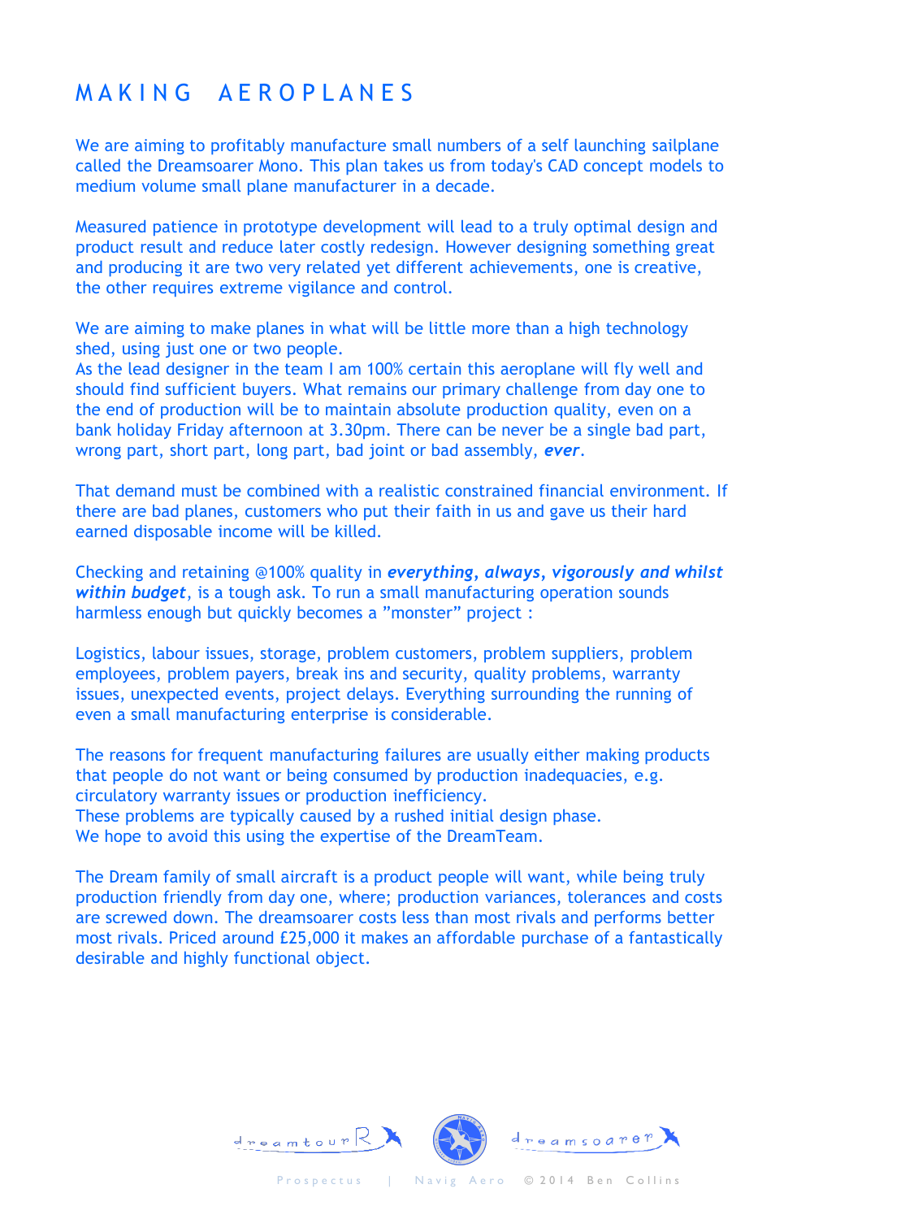# MAKING AEROPLANES

We are aiming to profitably manufacture small numbers of a self launching sailplane called the Dreamsoarer Mono. This plan takes us from today's CAD concept models to medium volume small plane manufacturer in a decade.

Measured patience in prototype development will lead to a truly optimal design and product result and reduce later costly redesign. However designing something great and producing it are two very related yet different achievements, one is creative, the other requires extreme vigilance and control.

We are aiming to make planes in what will be little more than a high technology shed, using just one or two people.
As the lead designer in the team I am 100% certain this aeroplane will fly well and should find sufficient buyers. What remains our primary challenge from day one to the end of production will be to maintain absolute production quality, even on a bank holiday Friday afternoon at 3.30pm. There can be never be a single bad part, wrong part, short part, long part, bad joint or bad assembly, ***ever***.

That demand must be combined with a realistic constrained financial environment. If there are bad planes, customers who put their faith in us and gave us their hard earned disposable income will be killed.

Checking and retaining @100% quality in ***everything, always, vigorously and whilst within budget***, is a tough ask. To run a small manufacturing operation sounds harmless enough but quickly becomes a "monster" project :

Logistics, labour issues, storage, problem customers, problem suppliers, problem employees, problem payers, break ins and security, quality problems, warranty issues, unexpected events, project delays. Everything surrounding the running of even a small manufacturing enterprise is considerable.

The reasons for frequent manufacturing failures are usually either making products that people do not want or being consumed by production inadequacies, e.g. circulatory warranty issues or production inefficiency.
These problems are typically caused by a rushed initial design phase.
We hope to avoid this using the expertise of the DreamTeam.

The Dream family of small aircraft is a product people will want, while being truly production friendly from day one, where; production variances, tolerances and costs are screwed down. The dreamsoarer costs less than most rivals and performs better most rivals. Priced around £25,000 it makes an affordable purchase of a fantastically desirable and highly functional object.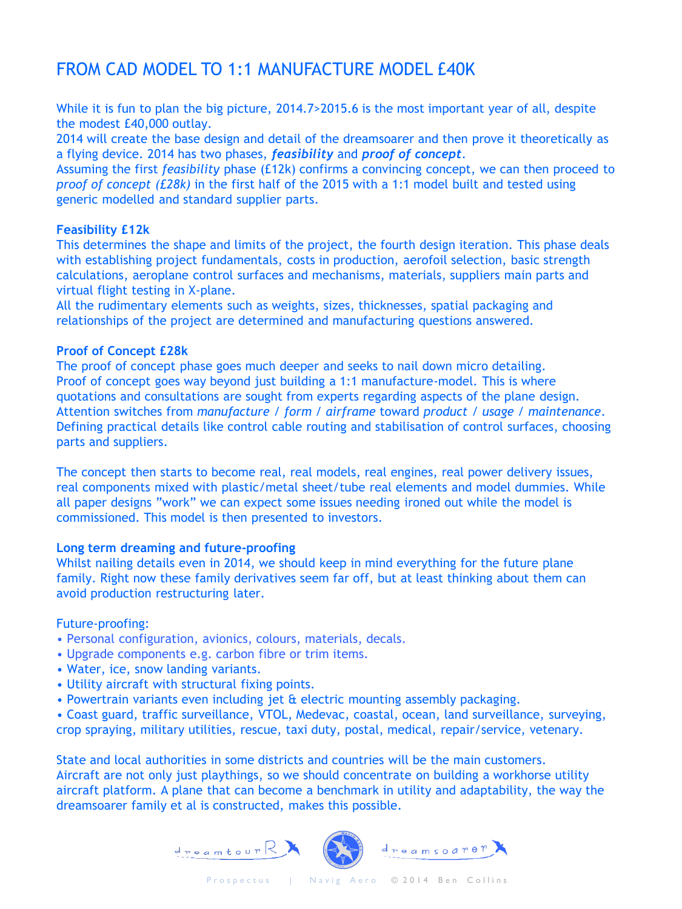# FROM CAD MODEL TO 1:1 MANUFACTURE MODEL £40K

While it is fun to plan the big picture, 2014.7>2015.6 is the most important year of all, despite the modest £40,000 outlay.
2014 will create the base design and detail of the dreamsoarer and then prove it theoretically as a flying device. 2014 has two phases, ***feasibility*** and ***proof of concept***.
Assuming the first *feasibility* phase (£12k) confirms a convincing concept, we can then proceed to *proof of concept (£28k)* in the first half of the 2015 with a 1:1 model built and tested using generic modelled and standard supplier parts.

**Feasibility £12k**
This determines the shape and limits of the project, the fourth design iteration. This phase deals with establishing project fundamentals, costs in production, aerofoil selection, basic strength calculations, aeroplane control surfaces and mechanisms, materials, suppliers main parts and virtual flight testing in X-plane.
All the rudimentary elements such as weights, sizes, thicknesses, spatial packaging and relationships of the project are determined and manufacturing questions answered.

**Proof of Concept £28k**
The proof of concept phase goes much deeper and seeks to nail down micro detailing.
Proof of concept goes way beyond just building a 1:1 manufacture-model. This is where quotations and consultations are sought from experts regarding aspects of the plane design. Attention switches from *manufacture / form / airframe* toward *product / usage / maintenance*. Defining practical details like control cable routing and stabilisation of control surfaces, choosing parts and suppliers.

The concept then starts to become real, real models, real engines, real power delivery issues, real components mixed with plastic/metal sheet/tube real elements and model dummies. While all paper designs "work" we can expect some issues needing ironed out while the model is commissioned. This model is then presented to investors.

**Long term dreaming and future-proofing**
Whilst nailing details even in 2014, we should keep in mind everything for the future plane family. Right now these family derivatives seem far off, but at least thinking about them can avoid production restructuring later.

Future-proofing:
- Personal configuration, avionics, colours, materials, decals.
- Upgrade components e.g. carbon fibre or trim items.
- Water, ice, snow landing variants.
- Utility aircraft with structural fixing points.
- Powertrain variants even including jet & electric mounting assembly packaging.
- Coast guard, traffic surveillance, VTOL, Medevac, coastal, ocean, land surveillance, surveying, crop spraying, military utilities, rescue, taxi duty, postal, medical, repair/service, vetenary.

State and local authorities in some districts and countries will be the main customers.
Aircraft are not only just playthings, so we should concentrate on building a workhorse utility aircraft platform. A plane that can become a benchmark in utility and adaptability, the way the dreamsoarer family et al is constructed, makes this possible.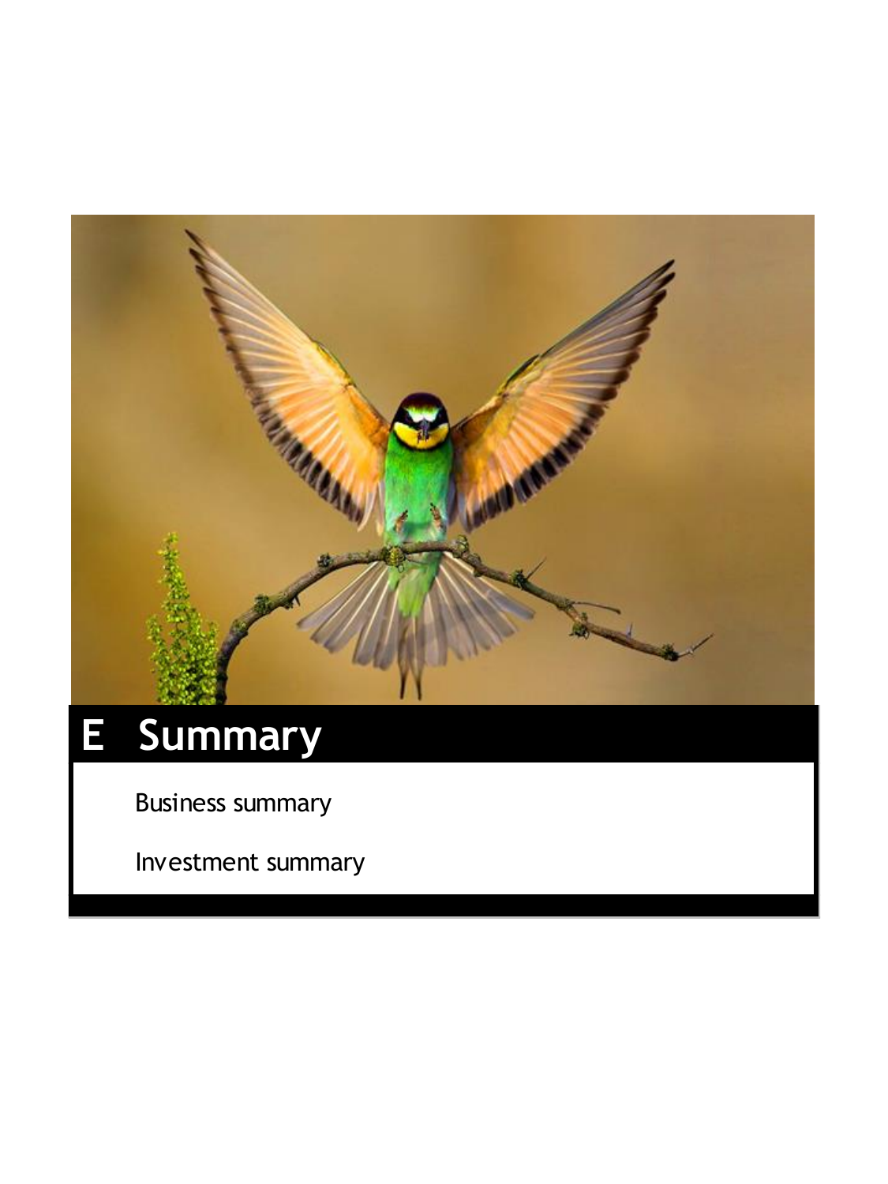# E Summary

Business summary

Investment summary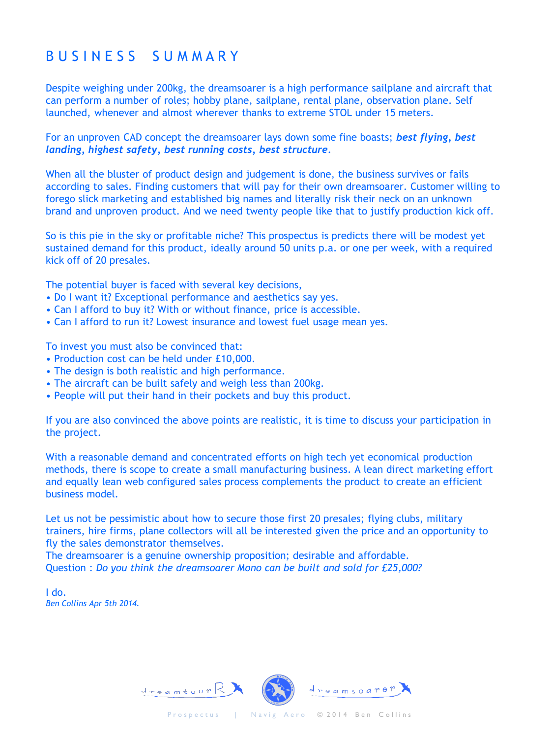# BUSINESS SUMMARY

Despite weighing under 200kg, the dreamsoarer is a high performance sailplane and aircraft that can perform a number of roles; hobby plane, sailplane, rental plane, observation plane. Self launched, whenever and almost wherever thanks to extreme STOL under 15 meters.

For an unproven CAD concept the dreamsoarer lays down some fine boasts; ***best flying***, ***best landing***, ***highest safety***, ***best running costs***, ***best structure***.

When all the bluster of product design and judgement is done, the business survives or fails according to sales. Finding customers that will pay for their own dreamsoarer. Customer willing to forego slick marketing and established big names and literally risk their neck on an unknown brand and unproven product. And we need twenty people like that to justify production kick off.

So is this pie in the sky or profitable niche? This prospectus is predicts there will be modest yet sustained demand for this product, ideally around 50 units p.a. or one per week, with a required kick off of 20 presales.

The potential buyer is faced with several key decisions,

- Do I want it? Exceptional performance and aesthetics say yes.
- Can I afford to buy it? With or without finance, price is accessible.
- Can I afford to run it? Lowest insurance and lowest fuel usage mean yes.

To invest you must also be convinced that:

- Production cost can be held under £10,000.
- The design is both realistic and high performance.
- The aircraft can be built safely and weigh less than 200kg.
- People will put their hand in their pockets and buy this product.

If you are also convinced the above points are realistic, it is time to discuss your participation in the project.

With a reasonable demand and concentrated efforts on high tech yet economical production methods, there is scope to create a small manufacturing business. A lean direct marketing effort and equally lean web configured sales process complements the product to create an efficient business model.

Let us not be pessimistic about how to secure those first 20 presales; flying clubs, military trainers, hire firms, plane collectors will all be interested given the price and an opportunity to fly the sales demonstrator themselves.
The dreamsoarer is a genuine ownership proposition; desirable and affordable.
Question : *Do you think the dreamsoarer Mono can be built and sold for £25,000?*

I do.
*Ben Collins Apr 5th 2014.*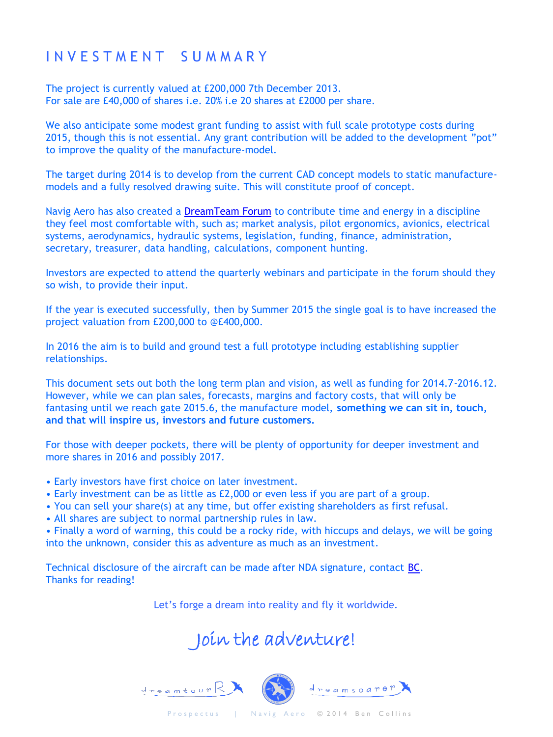# INVESTMENT SUMMARY

The project is currently valued at £200,000 7th December 2013.
For sale are £40,000 of shares i.e. 20% i.e 20 shares at £2000 per share.

We also anticipate some modest grant funding to assist with full scale prototype costs during 2015, though this is not essential. Any grant contribution will be added to the development "pot" to improve the quality of the manufacture-model.

The target during 2014 is to develop from the current CAD concept models to static manufacture-models and a fully resolved drawing suite. This will constitute proof of concept.

Navig Aero has also created a DreamTeam Forum to contribute time and energy in a discipline they feel most comfortable with, such as; market analysis, pilot ergonomics, avionics, electrical systems, aerodynamics, hydraulic systems, legislation, funding, finance, administration, secretary, treasurer, data handling, calculations, component hunting.

Investors are expected to attend the quarterly webinars and participate in the forum should they so wish, to provide their input.

If the year is executed successfully, then by Summer 2015 the single goal is to have increased the project valuation from £200,000 to @£400,000.

In 2016 the aim is to build and ground test a full prototype including establishing supplier relationships.

This document sets out both the long term plan and vision, as well as funding for 2014.7-2016.12. However, while we can plan sales, forecasts, margins and factory costs, that will only be fantasing until we reach gate 2015.6, the manufacture model, **something we can sit in, touch, and that will inspire us, investors and future customers.**

For those with deeper pockets, there will be plenty of opportunity for deeper investment and more shares in 2016 and possibly 2017.

- Early investors have first choice on later investment.
- Early investment can be as little as £2,000 or even less if you are part of a group.
- You can sell your share(s) at any time, but offer existing shareholders as first refusal.
- All shares are subject to normal partnership rules in law.
- Finally a word of warning, this could be a rocky ride, with hiccups and delays, we will be going into the unknown, consider this as adventure as much as an investment.

Technical disclosure of the aircraft can be made after NDA signature, contact BC.
Thanks for reading!

Let's forge a dream into reality and fly it worldwide.

Join the adventure!

dreamtourR dreamsoarer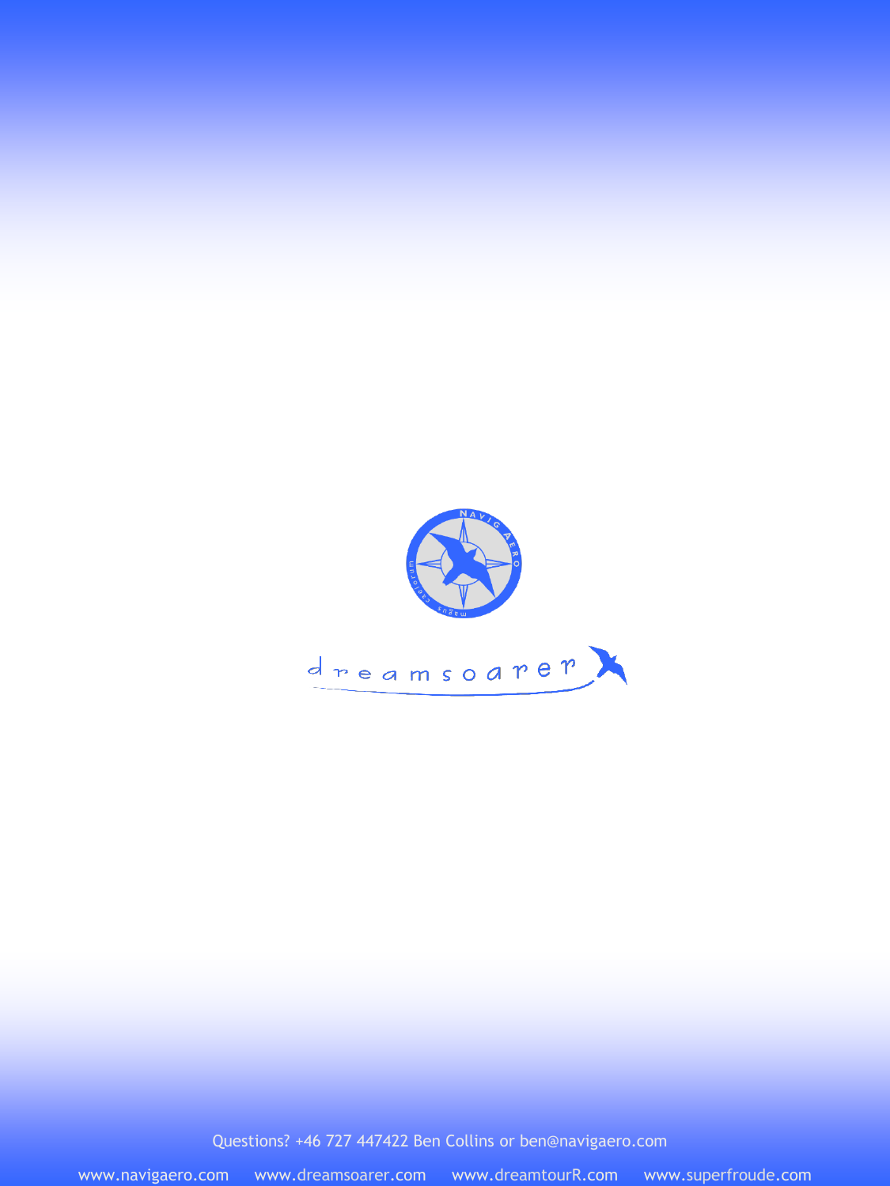Questions? +46 727 447422 Ben Collins or ben@navigaero.com

www.navigaero.com www.dreamsoarer.com www.dreamtourR.com www.superfroude.com